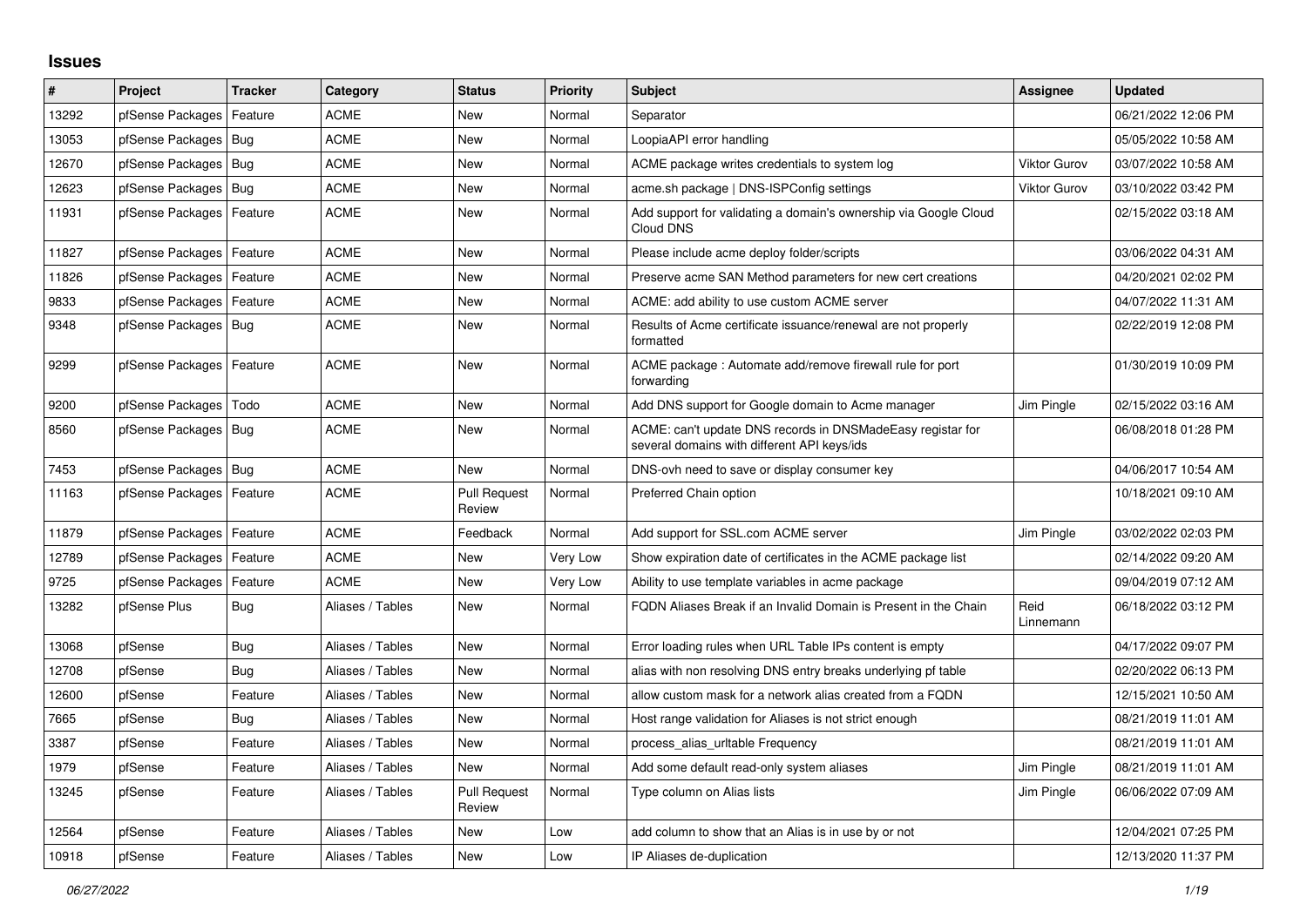# Issues

| # | Project | Tracker | Category | Status | Priority | Subject | Assignee | Updated |
|---|---|---|---|---|---|---|---|---|
| 13292 | pfSense Packages | Feature | ACME | New | Normal | Separator | | 06/21/2022 12:06 PM |
| 13053 | pfSense Packages | Bug | ACME | New | Normal | LoopiaAPI error handling | | 05/05/2022 10:58 AM |
| 12670 | pfSense Packages | Bug | ACME | New | Normal | ACME package writes credentials to system log | Viktor Gurov | 03/07/2022 10:58 AM |
| 12623 | pfSense Packages | Bug | ACME | New | Normal | acme.sh package \| DNS-ISPConfig settings | Viktor Gurov | 03/10/2022 03:42 PM |
| 11931 | pfSense Packages | Feature | ACME | New | Normal | Add support for validating a domain's ownership via Google Cloud Cloud DNS | | 02/15/2022 03:18 AM |
| 11827 | pfSense Packages | Feature | ACME | New | Normal | Please include acme deploy folder/scripts | | 03/06/2022 04:31 AM |
| 11826 | pfSense Packages | Feature | ACME | New | Normal | Preserve acme SAN Method parameters for new cert creations | | 04/20/2021 02:02 PM |
| 9833 | pfSense Packages | Feature | ACME | New | Normal | ACME: add ability to use custom ACME server | | 04/07/2022 11:31 AM |
| 9348 | pfSense Packages | Bug | ACME | New | Normal | Results of Acme certificate issuance/renewal are not properly formatted | | 02/22/2019 12:08 PM |
| 9299 | pfSense Packages | Feature | ACME | New | Normal | ACME package : Automate add/remove firewall rule for port forwarding | | 01/30/2019 10:09 PM |
| 9200 | pfSense Packages | Todo | ACME | New | Normal | Add DNS support for Google domain to Acme manager | Jim Pingle | 02/15/2022 03:16 AM |
| 8560 | pfSense Packages | Bug | ACME | New | Normal | ACME: can't update DNS records in DNSMadeEasy registar for several domains with different API keys/ids | | 06/08/2018 01:28 PM |
| 7453 | pfSense Packages | Bug | ACME | New | Normal | DNS-ovh need to save or display consumer key | | 04/06/2017 10:54 AM |
| 11163 | pfSense Packages | Feature | ACME | Pull Request Review | Normal | Preferred Chain option | | 10/18/2021 09:10 AM |
| 11879 | pfSense Packages | Feature | ACME | Feedback | Normal | Add support for SSL.com ACME server | Jim Pingle | 03/02/2022 02:03 PM |
| 12789 | pfSense Packages | Feature | ACME | New | Very Low | Show expiration date of certificates in the ACME package list | | 02/14/2022 09:20 AM |
| 9725 | pfSense Packages | Feature | ACME | New | Very Low | Ability to use template variables in acme package | | 09/04/2019 07:12 AM |
| 13282 | pfSense Plus | Bug | Aliases / Tables | New | Normal | FQDN Aliases Break if an Invalid Domain is Present in the Chain | Reid Linnemann | 06/18/2022 03:12 PM |
| 13068 | pfSense | Bug | Aliases / Tables | New | Normal | Error loading rules when URL Table IPs content is empty | | 04/17/2022 09:07 PM |
| 12708 | pfSense | Bug | Aliases / Tables | New | Normal | alias with non resolving DNS entry breaks underlying pf table | | 02/20/2022 06:13 PM |
| 12600 | pfSense | Feature | Aliases / Tables | New | Normal | allow custom mask for a network alias created from a FQDN | | 12/15/2021 10:50 AM |
| 7665 | pfSense | Bug | Aliases / Tables | New | Normal | Host range validation for Aliases is not strict enough | | 08/21/2019 11:01 AM |
| 3387 | pfSense | Feature | Aliases / Tables | New | Normal | process_alias_urltable Frequency | | 08/21/2019 11:01 AM |
| 1979 | pfSense | Feature | Aliases / Tables | New | Normal | Add some default read-only system aliases | Jim Pingle | 08/21/2019 11:01 AM |
| 13245 | pfSense | Feature | Aliases / Tables | Pull Request Review | Normal | Type column on Alias lists | Jim Pingle | 06/06/2022 07:09 AM |
| 12564 | pfSense | Feature | Aliases / Tables | New | Low | add column to show that an Alias is in use by or not | | 12/04/2021 07:25 PM |
| 10918 | pfSense | Feature | Aliases / Tables | New | Low | IP Aliases de-duplication | | 12/13/2020 11:37 PM |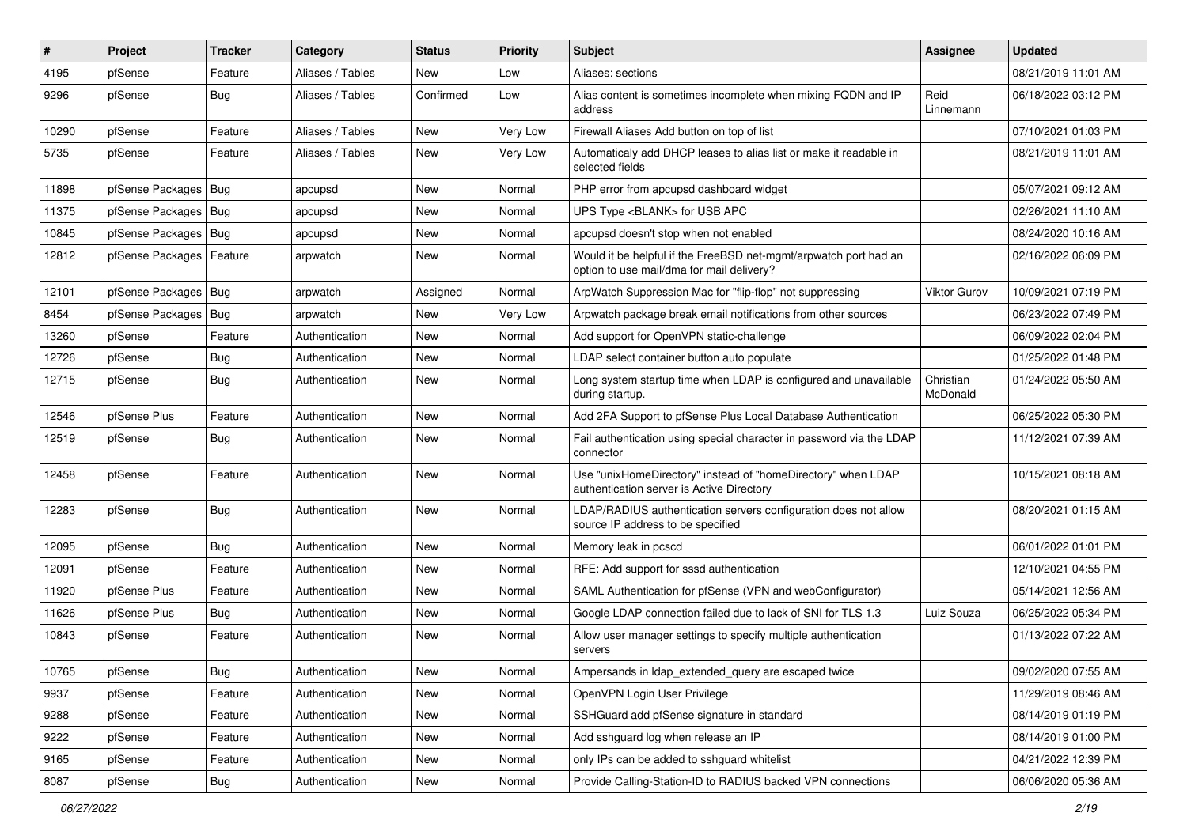| # | Project | Tracker | Category | Status | Priority | Subject | Assignee | Updated |
|---|---|---|---|---|---|---|---|---|
| 4195 | pfSense | Feature | Aliases / Tables | New | Low | Aliases: sections | | 08/21/2019 11:01 AM |
| 9296 | pfSense | Bug | Aliases / Tables | Confirmed | Low | Alias content is sometimes incomplete when mixing FQDN and IP address | Reid Linnemann | 06/18/2022 03:12 PM |
| 10290 | pfSense | Feature | Aliases / Tables | New | Very Low | Firewall Aliases Add button on top of list | | 07/10/2021 01:03 PM |
| 5735 | pfSense | Feature | Aliases / Tables | New | Very Low | Automaticaly add DHCP leases to alias list or make it readable in selected fields | | 08/21/2019 11:01 AM |
| 11898 | pfSense Packages | Bug | apcupsd | New | Normal | PHP error from apcupsd dashboard widget | | 05/07/2021 09:12 AM |
| 11375 | pfSense Packages | Bug | apcupsd | New | Normal | UPS Type <BLANK> for USB APC | | 02/26/2021 11:10 AM |
| 10845 | pfSense Packages | Bug | apcupsd | New | Normal | apcupsd doesn't stop when not enabled | | 08/24/2020 10:16 AM |
| 12812 | pfSense Packages | Feature | arpwatch | New | Normal | Would it be helpful if the FreeBSD net-mgmt/arpwatch port had an option to use mail/dma for mail delivery? | | 02/16/2022 06:09 PM |
| 12101 | pfSense Packages | Bug | arpwatch | Assigned | Normal | ArpWatch Suppression Mac for "flip-flop" not suppressing | Viktor Gurov | 10/09/2021 07:19 PM |
| 8454 | pfSense Packages | Bug | arpwatch | New | Very Low | Arpwatch package break email notifications from other sources | | 06/23/2022 07:49 PM |
| 13260 | pfSense | Feature | Authentication | New | Normal | Add support for OpenVPN static-challenge | | 06/09/2022 02:04 PM |
| 12726 | pfSense | Bug | Authentication | New | Normal | LDAP select container button auto populate | | 01/25/2022 01:48 PM |
| 12715 | pfSense | Bug | Authentication | New | Normal | Long system startup time when LDAP is configured and unavailable during startup. | Christian McDonald | 01/24/2022 05:50 AM |
| 12546 | pfSense Plus | Feature | Authentication | New | Normal | Add 2FA Support to pfSense Plus Local Database Authentication | | 06/25/2022 05:30 PM |
| 12519 | pfSense | Bug | Authentication | New | Normal | Fail authentication using special character in password via the LDAP connector | | 11/12/2021 07:39 AM |
| 12458 | pfSense | Feature | Authentication | New | Normal | Use "unixHomeDirectory" instead of "homeDirectory" when LDAP authentication server is Active Directory | | 10/15/2021 08:18 AM |
| 12283 | pfSense | Bug | Authentication | New | Normal | LDAP/RADIUS authentication servers configuration does not allow source IP address to be specified | | 08/20/2021 01:15 AM |
| 12095 | pfSense | Bug | Authentication | New | Normal | Memory leak in pcscd | | 06/01/2022 01:01 PM |
| 12091 | pfSense | Feature | Authentication | New | Normal | RFE: Add support for sssd authentication | | 12/10/2021 04:55 PM |
| 11920 | pfSense Plus | Feature | Authentication | New | Normal | SAML Authentication for pfSense (VPN and webConfigurator) | | 05/14/2021 12:56 AM |
| 11626 | pfSense Plus | Bug | Authentication | New | Normal | Google LDAP connection failed due to lack of SNI for TLS 1.3 | Luiz Souza | 06/25/2022 05:34 PM |
| 10843 | pfSense | Feature | Authentication | New | Normal | Allow user manager settings to specify multiple authentication servers | | 01/13/2022 07:22 AM |
| 10765 | pfSense | Bug | Authentication | New | Normal | Ampersands in ldap_extended_query are escaped twice | | 09/02/2020 07:55 AM |
| 9937 | pfSense | Feature | Authentication | New | Normal | OpenVPN Login User Privilege | | 11/29/2019 08:46 AM |
| 9288 | pfSense | Feature | Authentication | New | Normal | SSHGuard add pfSense signature in standard | | 08/14/2019 01:19 PM |
| 9222 | pfSense | Feature | Authentication | New | Normal | Add sshguard log when release an IP | | 08/14/2019 01:00 PM |
| 9165 | pfSense | Feature | Authentication | New | Normal | only IPs can be added to sshguard whitelist | | 04/21/2022 12:39 PM |
| 8087 | pfSense | Bug | Authentication | New | Normal | Provide Calling-Station-ID to RADIUS backed VPN connections | | 06/06/2020 05:36 AM |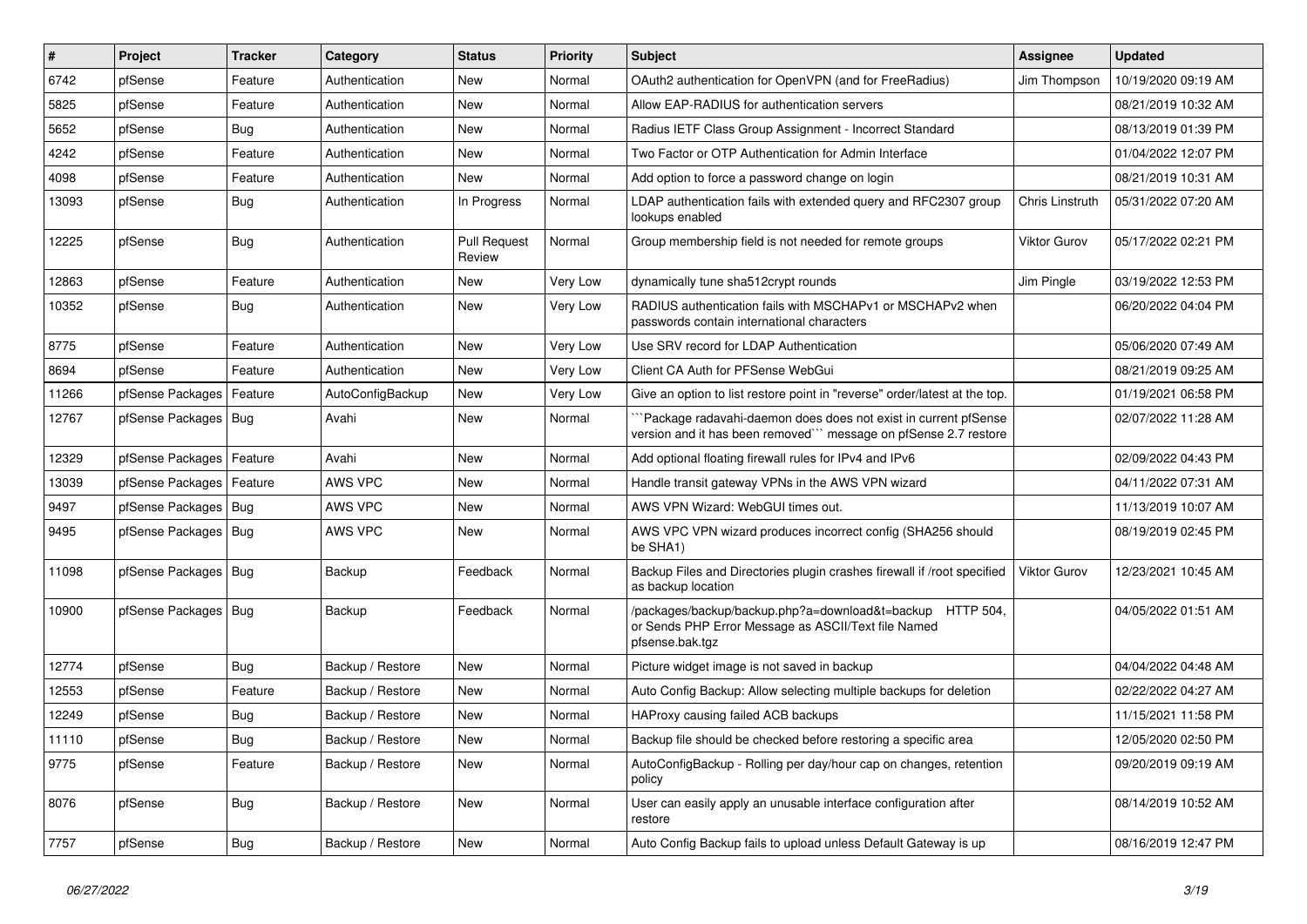| # | Project | Tracker | Category | Status | Priority | Subject | Assignee | Updated |
|---|---|---|---|---|---|---|---|---|
| 6742 | pfSense | Feature | Authentication | New | Normal | OAuth2 authentication for OpenVPN (and for FreeRadius) | Jim Thompson | 10/19/2020 09:19 AM |
| 5825 | pfSense | Feature | Authentication | New | Normal | Allow EAP-RADIUS for authentication servers | | 08/21/2019 10:32 AM |
| 5652 | pfSense | Bug | Authentication | New | Normal | Radius IETF Class Group Assignment - Incorrect Standard | | 08/13/2019 01:39 PM |
| 4242 | pfSense | Feature | Authentication | New | Normal | Two Factor or OTP Authentication for Admin Interface | | 01/04/2022 12:07 PM |
| 4098 | pfSense | Feature | Authentication | New | Normal | Add option to force a password change on login | | 08/21/2019 10:31 AM |
| 13093 | pfSense | Bug | Authentication | In Progress | Normal | LDAP authentication fails with extended query and RFC2307 group lookups enabled | Chris Linstruth | 05/31/2022 07:20 AM |
| 12225 | pfSense | Bug | Authentication | Pull Request Review | Normal | Group membership field is not needed for remote groups | Viktor Gurov | 05/17/2022 02:21 PM |
| 12863 | pfSense | Feature | Authentication | New | Very Low | dynamically tune sha512crypt rounds | Jim Pingle | 03/19/2022 12:53 PM |
| 10352 | pfSense | Bug | Authentication | New | Very Low | RADIUS authentication fails with MSCHAPv1 or MSCHAPv2 when passwords contain international characters | | 06/20/2022 04:04 PM |
| 8775 | pfSense | Feature | Authentication | New | Very Low | Use SRV record for LDAP Authentication | | 05/06/2020 07:49 AM |
| 8694 | pfSense | Feature | Authentication | New | Very Low | Client CA Auth for PFSense WebGui | | 08/21/2019 09:25 AM |
| 11266 | pfSense Packages | Feature | AutoConfigBackup | New | Very Low | Give an option to list restore point in "reverse" order/latest at the top. | | 01/19/2021 06:58 PM |
| 12767 | pfSense Packages | Bug | Avahi | New | Normal | ```Package radavahi-daemon does does not exist in current pfSense version and it has been removed``` message on pfSense 2.7 restore | | 02/07/2022 11:28 AM |
| 12329 | pfSense Packages | Feature | Avahi | New | Normal | Add optional floating firewall rules for IPv4 and IPv6 | | 02/09/2022 04:43 PM |
| 13039 | pfSense Packages | Feature | AWS VPC | New | Normal | Handle transit gateway VPNs in the AWS VPN wizard | | 04/11/2022 07:31 AM |
| 9497 | pfSense Packages | Bug | AWS VPC | New | Normal | AWS VPN Wizard: WebGUI times out. | | 11/13/2019 10:07 AM |
| 9495 | pfSense Packages | Bug | AWS VPC | New | Normal | AWS VPC VPN wizard produces incorrect config (SHA256 should be SHA1) | | 08/19/2019 02:45 PM |
| 11098 | pfSense Packages | Bug | Backup | Feedback | Normal | Backup Files and Directories plugin crashes firewall if /root specified as backup location | Viktor Gurov | 12/23/2021 10:45 AM |
| 10900 | pfSense Packages | Bug | Backup | Feedback | Normal | /packages/backup/backup.php?a=download&t=backup HTTP 504, or Sends PHP Error Message as ASCII/Text file Named pfsense.bak.tgz | | 04/05/2022 01:51 AM |
| 12774 | pfSense | Bug | Backup / Restore | New | Normal | Picture widget image is not saved in backup | | 04/04/2022 04:48 AM |
| 12553 | pfSense | Feature | Backup / Restore | New | Normal | Auto Config Backup: Allow selecting multiple backups for deletion | | 02/22/2022 04:27 AM |
| 12249 | pfSense | Bug | Backup / Restore | New | Normal | HAProxy causing failed ACB backups | | 11/15/2021 11:58 PM |
| 11110 | pfSense | Bug | Backup / Restore | New | Normal | Backup file should be checked before restoring a specific area | | 12/05/2020 02:50 PM |
| 9775 | pfSense | Feature | Backup / Restore | New | Normal | AutoConfigBackup - Rolling per day/hour cap on changes, retention policy | | 09/20/2019 09:19 AM |
| 8076 | pfSense | Bug | Backup / Restore | New | Normal | User can easily apply an unusable interface configuration after restore | | 08/14/2019 10:52 AM |
| 7757 | pfSense | Bug | Backup / Restore | New | Normal | Auto Config Backup fails to upload unless Default Gateway is up | | 08/16/2019 12:47 PM |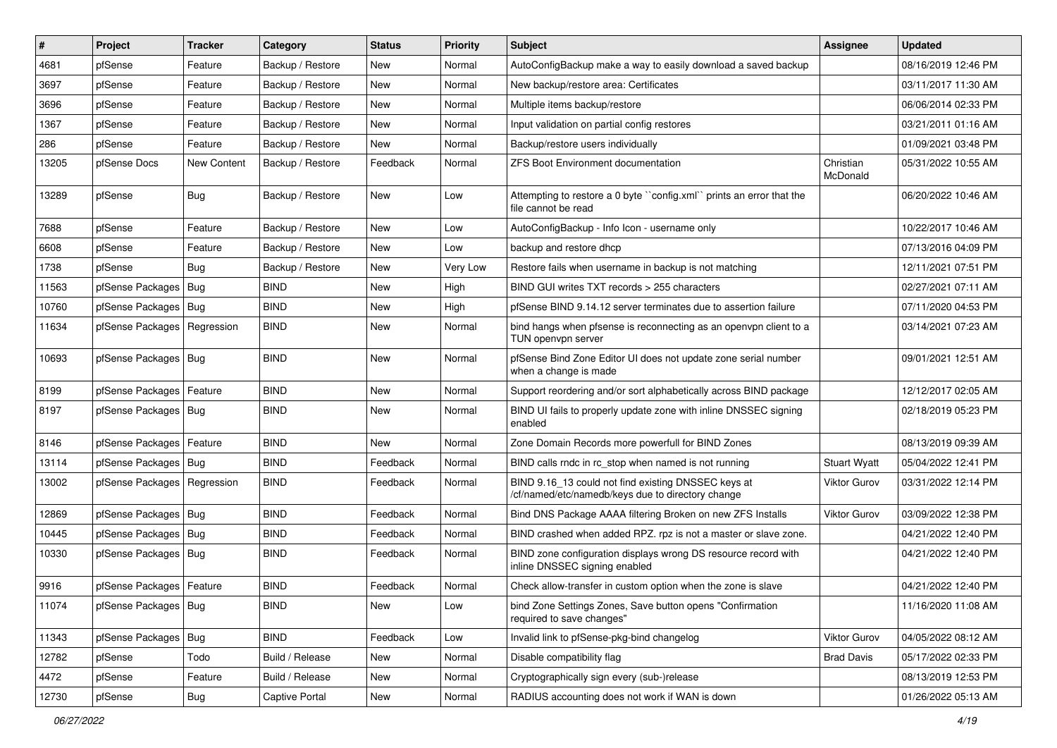| # | Project | Tracker | Category | Status | Priority | Subject | Assignee | Updated |
|---|---|---|---|---|---|---|---|---|
| 4681 | pfSense | Feature | Backup / Restore | New | Normal | AutoConfigBackup make a way to easily download a saved backup | | 08/16/2019 12:46 PM |
| 3697 | pfSense | Feature | Backup / Restore | New | Normal | New backup/restore area: Certificates | | 03/11/2017 11:30 AM |
| 3696 | pfSense | Feature | Backup / Restore | New | Normal | Multiple items backup/restore | | 06/06/2014 02:33 PM |
| 1367 | pfSense | Feature | Backup / Restore | New | Normal | Input validation on partial config restores | | 03/21/2011 01:16 AM |
| 286 | pfSense | Feature | Backup / Restore | New | Normal | Backup/restore users individually | | 01/09/2021 03:48 PM |
| 13205 | pfSense Docs | New Content | Backup / Restore | Feedback | Normal | ZFS Boot Environment documentation | Christian McDonald | 05/31/2022 10:55 AM |
| 13289 | pfSense | Bug | Backup / Restore | New | Low | Attempting to restore a 0 byte ``config.xml`` prints an error that the file cannot be read | | 06/20/2022 10:46 AM |
| 7688 | pfSense | Feature | Backup / Restore | New | Low | AutoConfigBackup - Info Icon - username only | | 10/22/2017 10:46 AM |
| 6608 | pfSense | Feature | Backup / Restore | New | Low | backup and restore dhcp | | 07/13/2016 04:09 PM |
| 1738 | pfSense | Bug | Backup / Restore | New | Very Low | Restore fails when username in backup is not matching | | 12/11/2021 07:51 PM |
| 11563 | pfSense Packages | Bug | BIND | New | High | BIND GUI writes TXT records > 255 characters | | 02/27/2021 07:11 AM |
| 10760 | pfSense Packages | Bug | BIND | New | High | pfSense BIND 9.14.12 server terminates due to assertion failure | | 07/11/2020 04:53 PM |
| 11634 | pfSense Packages | Regression | BIND | New | Normal | bind hangs when pfsense is reconnecting as an openvpn client to a TUN openvpn server | | 03/14/2021 07:23 AM |
| 10693 | pfSense Packages | Bug | BIND | New | Normal | pfSense Bind Zone Editor UI does not update zone serial number when a change is made | | 09/01/2021 12:51 AM |
| 8199 | pfSense Packages | Feature | BIND | New | Normal | Support reordering and/or sort alphabetically across BIND package | | 12/12/2017 02:05 AM |
| 8197 | pfSense Packages | Bug | BIND | New | Normal | BIND UI fails to properly update zone with inline DNSSEC signing enabled | | 02/18/2019 05:23 PM |
| 8146 | pfSense Packages | Feature | BIND | New | Normal | Zone Domain Records more powerfull for BIND Zones | | 08/13/2019 09:39 AM |
| 13114 | pfSense Packages | Bug | BIND | Feedback | Normal | BIND calls rndc in rc_stop when named is not running | Stuart Wyatt | 05/04/2022 12:41 PM |
| 13002 | pfSense Packages | Regression | BIND | Feedback | Normal | BIND 9.16_13 could not find existing DNSSEC keys at /cf/named/etc/namedb/keys due to directory change | Viktor Gurov | 03/31/2022 12:14 PM |
| 12869 | pfSense Packages | Bug | BIND | Feedback | Normal | Bind DNS Package AAAA filtering Broken on new ZFS Installs | Viktor Gurov | 03/09/2022 12:38 PM |
| 10445 | pfSense Packages | Bug | BIND | Feedback | Normal | BIND crashed when added RPZ. rpz is not a master or slave zone. | | 04/21/2022 12:40 PM |
| 10330 | pfSense Packages | Bug | BIND | Feedback | Normal | BIND zone configuration displays wrong DS resource record with inline DNSSEC signing enabled | | 04/21/2022 12:40 PM |
| 9916 | pfSense Packages | Feature | BIND | Feedback | Normal | Check allow-transfer in custom option when the zone is slave | | 04/21/2022 12:40 PM |
| 11074 | pfSense Packages | Bug | BIND | New | Low | bind Zone Settings Zones, Save button opens "Confirmation required to save changes" | | 11/16/2020 11:08 AM |
| 11343 | pfSense Packages | Bug | BIND | Feedback | Low | Invalid link to pfSense-pkg-bind changelog | Viktor Gurov | 04/05/2022 08:12 AM |
| 12782 | pfSense | Todo | Build / Release | New | Normal | Disable compatibility flag | Brad Davis | 05/17/2022 02:33 PM |
| 4472 | pfSense | Feature | Build / Release | New | Normal | Cryptographically sign every (sub-)release | | 08/13/2019 12:53 PM |
| 12730 | pfSense | Bug | Captive Portal | New | Normal | RADIUS accounting does not work if WAN is down | | 01/26/2022 05:13 AM |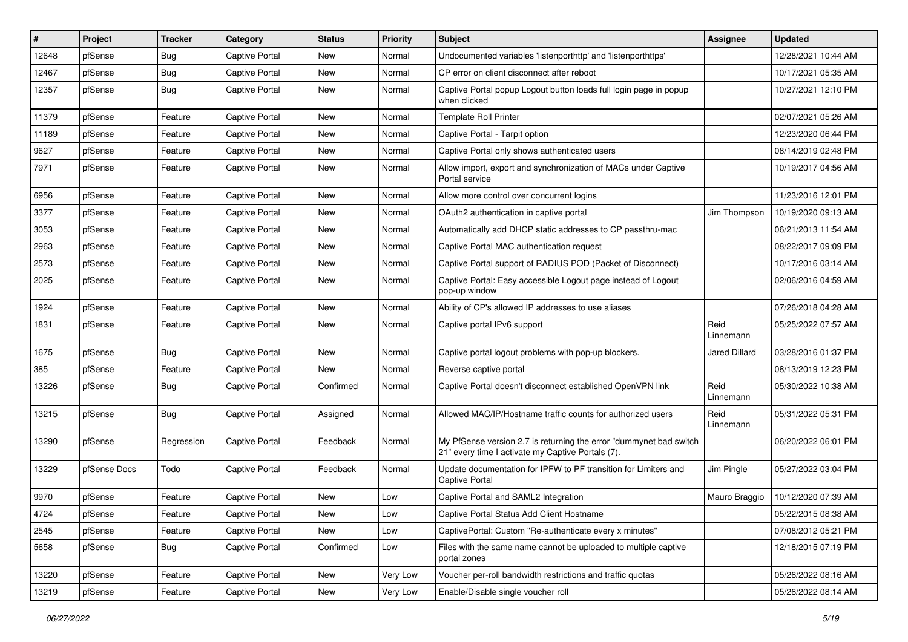| # | Project | Tracker | Category | Status | Priority | Subject | Assignee | Updated |
|---|---|---|---|---|---|---|---|---|
| 12648 | pfSense | Bug | Captive Portal | New | Normal | Undocumented variables 'listenporthttp' and 'listenporthttps' | | 12/28/2021 10:44 AM |
| 12467 | pfSense | Bug | Captive Portal | New | Normal | CP error on client disconnect after reboot | | 10/17/2021 05:35 AM |
| 12357 | pfSense | Bug | Captive Portal | New | Normal | Captive Portal popup Logout button loads full login page in popup when clicked | | 10/27/2021 12:10 PM |
| 11379 | pfSense | Feature | Captive Portal | New | Normal | Template Roll Printer | | 02/07/2021 05:26 AM |
| 11189 | pfSense | Feature | Captive Portal | New | Normal | Captive Portal - Tarpit option | | 12/23/2020 06:44 PM |
| 9627 | pfSense | Feature | Captive Portal | New | Normal | Captive Portal only shows authenticated users | | 08/14/2019 02:48 PM |
| 7971 | pfSense | Feature | Captive Portal | New | Normal | Allow import, export and synchronization of MACs under Captive Portal service | | 10/19/2017 04:56 AM |
| 6956 | pfSense | Feature | Captive Portal | New | Normal | Allow more control over concurrent logins | | 11/23/2016 12:01 PM |
| 3377 | pfSense | Feature | Captive Portal | New | Normal | OAuth2 authentication in captive portal | Jim Thompson | 10/19/2020 09:13 AM |
| 3053 | pfSense | Feature | Captive Portal | New | Normal | Automatically add DHCP static addresses to CP passthru-mac | | 06/21/2013 11:54 AM |
| 2963 | pfSense | Feature | Captive Portal | New | Normal | Captive Portal MAC authentication request | | 08/22/2017 09:09 PM |
| 2573 | pfSense | Feature | Captive Portal | New | Normal | Captive Portal support of RADIUS POD (Packet of Disconnect) | | 10/17/2016 03:14 AM |
| 2025 | pfSense | Feature | Captive Portal | New | Normal | Captive Portal: Easy accessible Logout page instead of Logout pop-up window | | 02/06/2016 04:59 AM |
| 1924 | pfSense | Feature | Captive Portal | New | Normal | Ability of CP's allowed IP addresses to use aliases | | 07/26/2018 04:28 AM |
| 1831 | pfSense | Feature | Captive Portal | New | Normal | Captive portal IPv6 support | Reid Linnemann | 05/25/2022 07:57 AM |
| 1675 | pfSense | Bug | Captive Portal | New | Normal | Captive portal logout problems with pop-up blockers. | Jared Dillard | 03/28/2016 01:37 PM |
| 385 | pfSense | Feature | Captive Portal | New | Normal | Reverse captive portal | | 08/13/2019 12:23 PM |
| 13226 | pfSense | Bug | Captive Portal | Confirmed | Normal | Captive Portal doesn't disconnect established OpenVPN link | Reid Linnemann | 05/30/2022 10:38 AM |
| 13215 | pfSense | Bug | Captive Portal | Assigned | Normal | Allowed MAC/IP/Hostname traffic counts for authorized users | Reid Linnemann | 05/31/2022 05:31 PM |
| 13290 | pfSense | Regression | Captive Portal | Feedback | Normal | My PfSense version 2.7 is returning the error "dummynet bad switch 21" every time I activate my Captive Portals (7). | | 06/20/2022 06:01 PM |
| 13229 | pfSense Docs | Todo | Captive Portal | Feedback | Normal | Update documentation for IPFW to PF transition for Limiters and Captive Portal | Jim Pingle | 05/27/2022 03:04 PM |
| 9970 | pfSense | Feature | Captive Portal | New | Low | Captive Portal and SAML2 Integration | Mauro Braggio | 10/12/2020 07:39 AM |
| 4724 | pfSense | Feature | Captive Portal | New | Low | Captive Portal Status Add Client Hostname | | 05/22/2015 08:38 AM |
| 2545 | pfSense | Feature | Captive Portal | New | Low | CaptivePortal: Custom "Re-authenticate every x minutes" | | 07/08/2012 05:21 PM |
| 5658 | pfSense | Bug | Captive Portal | Confirmed | Low | Files with the same name cannot be uploaded to multiple captive portal zones | | 12/18/2015 07:19 PM |
| 13220 | pfSense | Feature | Captive Portal | New | Very Low | Voucher per-roll bandwidth restrictions and traffic quotas | | 05/26/2022 08:16 AM |
| 13219 | pfSense | Feature | Captive Portal | New | Very Low | Enable/Disable single voucher roll | | 05/26/2022 08:14 AM |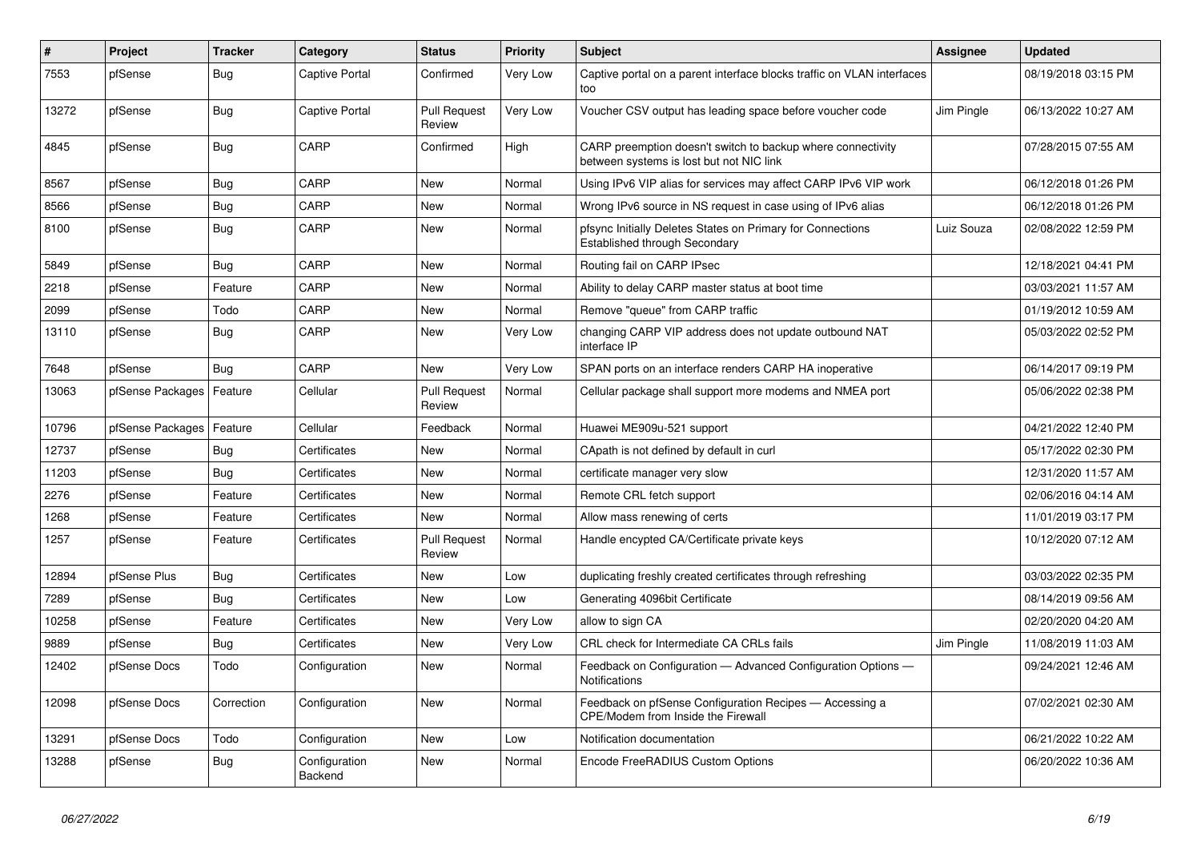| # | Project | Tracker | Category | Status | Priority | Subject | Assignee | Updated |
|---|---|---|---|---|---|---|---|---|
| 7553 | pfSense | Bug | Captive Portal | Confirmed | Very Low | Captive portal on a parent interface blocks traffic on VLAN interfaces too | | 08/19/2018 03:15 PM |
| 13272 | pfSense | Bug | Captive Portal | Pull Request Review | Very Low | Voucher CSV output has leading space before voucher code | Jim Pingle | 06/13/2022 10:27 AM |
| 4845 | pfSense | Bug | CARP | Confirmed | High | CARP preemption doesn't switch to backup where connectivity between systems is lost but not NIC link | | 07/28/2015 07:55 AM |
| 8567 | pfSense | Bug | CARP | New | Normal | Using IPv6 VIP alias for services may affect CARP IPv6 VIP work | | 06/12/2018 01:26 PM |
| 8566 | pfSense | Bug | CARP | New | Normal | Wrong IPv6 source in NS request in case using of IPv6 alias | | 06/12/2018 01:26 PM |
| 8100 | pfSense | Bug | CARP | New | Normal | pfsync Initially Deletes States on Primary for Connections Established through Secondary | Luiz Souza | 02/08/2022 12:59 PM |
| 5849 | pfSense | Bug | CARP | New | Normal | Routing fail on CARP IPsec | | 12/18/2021 04:41 PM |
| 2218 | pfSense | Feature | CARP | New | Normal | Ability to delay CARP master status at boot time | | 03/03/2021 11:57 AM |
| 2099 | pfSense | Todo | CARP | New | Normal | Remove "queue" from CARP traffic | | 01/19/2012 10:59 AM |
| 13110 | pfSense | Bug | CARP | New | Very Low | changing CARP VIP address does not update outbound NAT interface IP | | 05/03/2022 02:52 PM |
| 7648 | pfSense | Bug | CARP | New | Very Low | SPAN ports on an interface renders CARP HA inoperative | | 06/14/2017 09:19 PM |
| 13063 | pfSense Packages | Feature | Cellular | Pull Request Review | Normal | Cellular package shall support more modems and NMEA port | | 05/06/2022 02:38 PM |
| 10796 | pfSense Packages | Feature | Cellular | Feedback | Normal | Huawei ME909u-521 support | | 04/21/2022 12:40 PM |
| 12737 | pfSense | Bug | Certificates | New | Normal | CApath is not defined by default in curl | | 05/17/2022 02:30 PM |
| 11203 | pfSense | Bug | Certificates | New | Normal | certificate manager very slow | | 12/31/2020 11:57 AM |
| 2276 | pfSense | Feature | Certificates | New | Normal | Remote CRL fetch support | | 02/06/2016 04:14 AM |
| 1268 | pfSense | Feature | Certificates | New | Normal | Allow mass renewing of certs | | 11/01/2019 03:17 PM |
| 1257 | pfSense | Feature | Certificates | Pull Request Review | Normal | Handle encypted CA/Certificate private keys | | 10/12/2020 07:12 AM |
| 12894 | pfSense Plus | Bug | Certificates | New | Low | duplicating freshly created certificates through refreshing | | 03/03/2022 02:35 PM |
| 7289 | pfSense | Bug | Certificates | New | Low | Generating 4096bit Certificate | | 08/14/2019 09:56 AM |
| 10258 | pfSense | Feature | Certificates | New | Very Low | allow to sign CA | | 02/20/2020 04:20 AM |
| 9889 | pfSense | Bug | Certificates | New | Very Low | CRL check for Intermediate CA CRLs fails | Jim Pingle | 11/08/2019 11:03 AM |
| 12402 | pfSense Docs | Todo | Configuration | New | Normal | Feedback on Configuration — Advanced Configuration Options — Notifications | | 09/24/2021 12:46 AM |
| 12098 | pfSense Docs | Correction | Configuration | New | Normal | Feedback on pfSense Configuration Recipes — Accessing a CPE/Modem from Inside the Firewall | | 07/02/2021 02:30 AM |
| 13291 | pfSense Docs | Todo | Configuration | New | Low | Notification documentation | | 06/21/2022 10:22 AM |
| 13288 | pfSense | Bug | Configuration Backend | New | Normal | Encode FreeRADIUS Custom Options | | 06/20/2022 10:36 AM |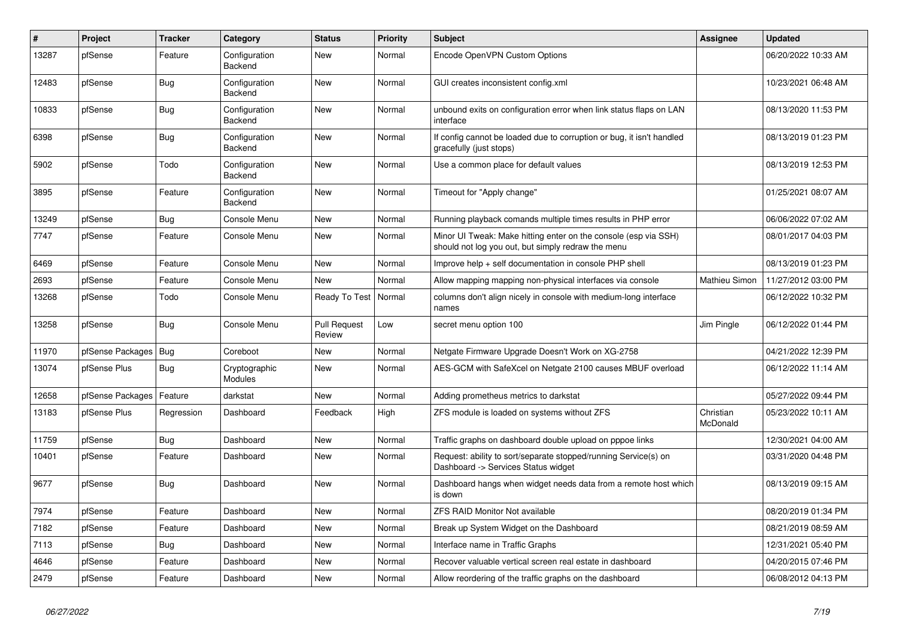| # | Project | Tracker | Category | Status | Priority | Subject | Assignee | Updated |
|---|---|---|---|---|---|---|---|---|
| 13287 | pfSense | Feature | Configuration Backend | New | Normal | Encode OpenVPN Custom Options | | 06/20/2022 10:33 AM |
| 12483 | pfSense | Bug | Configuration Backend | New | Normal | GUI creates inconsistent config.xml | | 10/23/2021 06:48 AM |
| 10833 | pfSense | Bug | Configuration Backend | New | Normal | unbound exits on configuration error when link status flaps on LAN interface | | 08/13/2020 11:53 PM |
| 6398 | pfSense | Bug | Configuration Backend | New | Normal | If config cannot be loaded due to corruption or bug, it isn't handled gracefully (just stops) | | 08/13/2019 01:23 PM |
| 5902 | pfSense | Todo | Configuration Backend | New | Normal | Use a common place for default values | | 08/13/2019 12:53 PM |
| 3895 | pfSense | Feature | Configuration Backend | New | Normal | Timeout for "Apply change" | | 01/25/2021 08:07 AM |
| 13249 | pfSense | Bug | Console Menu | New | Normal | Running playback comands multiple times results in PHP error | | 06/06/2022 07:02 AM |
| 7747 | pfSense | Feature | Console Menu | New | Normal | Minor UI Tweak: Make hitting enter on the console (esp via SSH) should not log you out, but simply redraw the menu | | 08/01/2017 04:03 PM |
| 6469 | pfSense | Feature | Console Menu | New | Normal | Improve help + self documentation in console PHP shell | | 08/13/2019 01:23 PM |
| 2693 | pfSense | Feature | Console Menu | New | Normal | Allow mapping mapping non-physical interfaces via console | Mathieu Simon | 11/27/2012 03:00 PM |
| 13268 | pfSense | Todo | Console Menu | Ready To Test | Normal | columns don't align nicely in console with medium-long interface names | | 06/12/2022 10:32 PM |
| 13258 | pfSense | Bug | Console Menu | Pull Request Review | Low | secret menu option 100 | Jim Pingle | 06/12/2022 01:44 PM |
| 11970 | pfSense Packages | Bug | Coreboot | New | Normal | Netgate Firmware Upgrade Doesn't Work on XG-2758 | | 04/21/2022 12:39 PM |
| 13074 | pfSense Plus | Bug | Cryptographic Modules | New | Normal | AES-GCM with SafeXcel on Netgate 2100 causes MBUF overload | | 06/12/2022 11:14 AM |
| 12658 | pfSense Packages | Feature | darkstat | New | Normal | Adding prometheus metrics to darkstat | | 05/27/2022 09:44 PM |
| 13183 | pfSense Plus | Regression | Dashboard | Feedback | High | ZFS module is loaded on systems without ZFS | Christian McDonald | 05/23/2022 10:11 AM |
| 11759 | pfSense | Bug | Dashboard | New | Normal | Traffic graphs on dashboard double upload on pppoe links | | 12/30/2021 04:00 AM |
| 10401 | pfSense | Feature | Dashboard | New | Normal | Request: ability to sort/separate stopped/running Service(s) on Dashboard -> Services Status widget | | 03/31/2020 04:48 PM |
| 9677 | pfSense | Bug | Dashboard | New | Normal | Dashboard hangs when widget needs data from a remote host which is down | | 08/13/2019 09:15 AM |
| 7974 | pfSense | Feature | Dashboard | New | Normal | ZFS RAID Monitor Not available | | 08/20/2019 01:34 PM |
| 7182 | pfSense | Feature | Dashboard | New | Normal | Break up System Widget on the Dashboard | | 08/21/2019 08:59 AM |
| 7113 | pfSense | Bug | Dashboard | New | Normal | Interface name in Traffic Graphs | | 12/31/2021 05:40 PM |
| 4646 | pfSense | Feature | Dashboard | New | Normal | Recover valuable vertical screen real estate in dashboard | | 04/20/2015 07:46 PM |
| 2479 | pfSense | Feature | Dashboard | New | Normal | Allow reordering of the traffic graphs on the dashboard | | 06/08/2012 04:13 PM |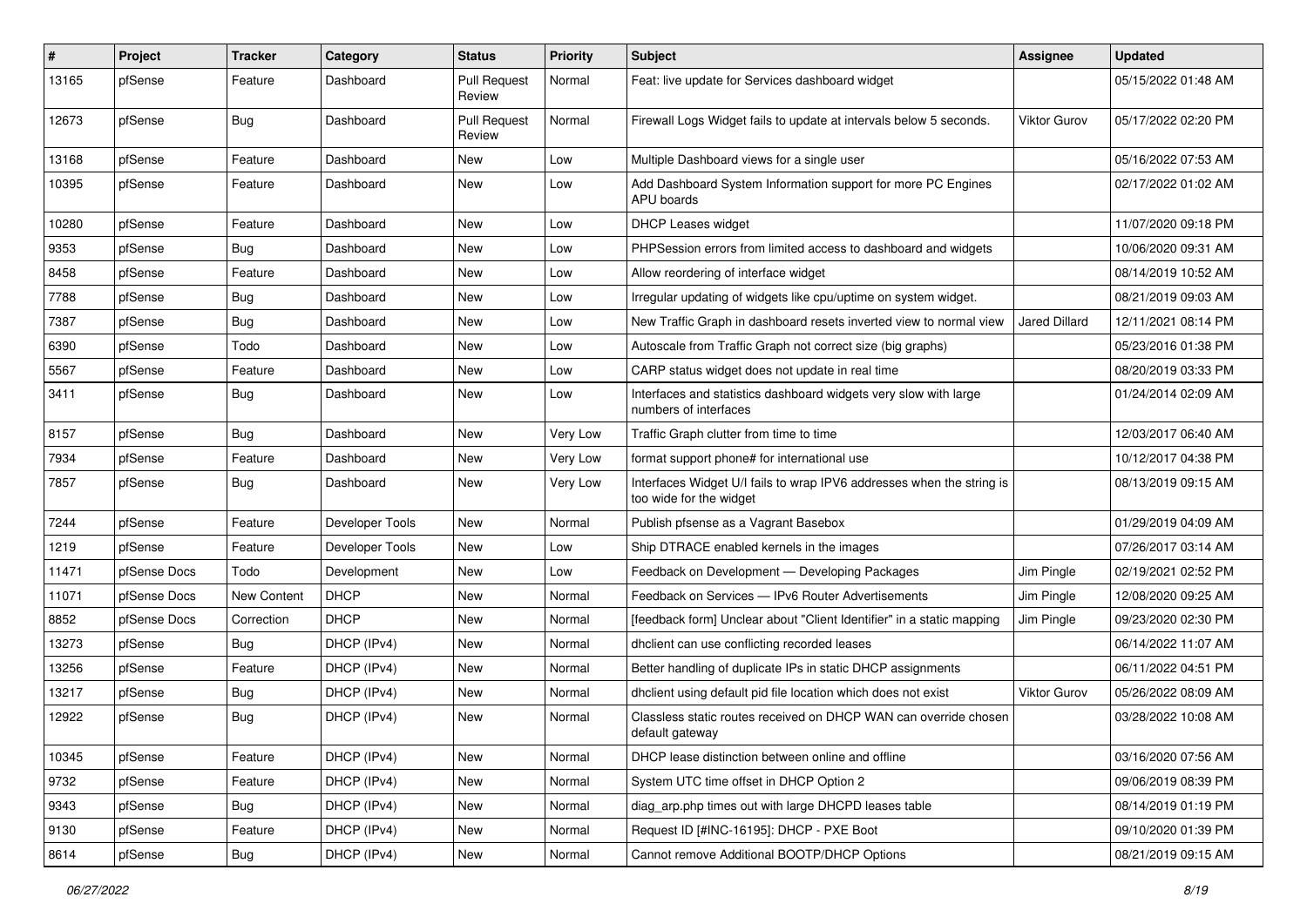| # | Project | Tracker | Category | Status | Priority | Subject | Assignee | Updated |
|---|---|---|---|---|---|---|---|---|
| 13165 | pfSense | Feature | Dashboard | Pull Request Review | Normal | Feat: live update for Services dashboard widget | | 05/15/2022 01:48 AM |
| 12673 | pfSense | Bug | Dashboard | Pull Request Review | Normal | Firewall Logs Widget fails to update at intervals below 5 seconds. | Viktor Gurov | 05/17/2022 02:20 PM |
| 13168 | pfSense | Feature | Dashboard | New | Low | Multiple Dashboard views for a single user | | 05/16/2022 07:53 AM |
| 10395 | pfSense | Feature | Dashboard | New | Low | Add Dashboard System Information support for more PC Engines APU boards | | 02/17/2022 01:02 AM |
| 10280 | pfSense | Feature | Dashboard | New | Low | DHCP Leases widget | | 11/07/2020 09:18 PM |
| 9353 | pfSense | Bug | Dashboard | New | Low | PHPSession errors from limited access to dashboard and widgets | | 10/06/2020 09:31 AM |
| 8458 | pfSense | Feature | Dashboard | New | Low | Allow reordering of interface widget | | 08/14/2019 10:52 AM |
| 7788 | pfSense | Bug | Dashboard | New | Low | Irregular updating of widgets like cpu/uptime on system widget. | | 08/21/2019 09:03 AM |
| 7387 | pfSense | Bug | Dashboard | New | Low | New Traffic Graph in dashboard resets inverted view to normal view | Jared Dillard | 12/11/2021 08:14 PM |
| 6390 | pfSense | Todo | Dashboard | New | Low | Autoscale from Traffic Graph not correct size (big graphs) | | 05/23/2016 01:38 PM |
| 5567 | pfSense | Feature | Dashboard | New | Low | CARP status widget does not update in real time | | 08/20/2019 03:33 PM |
| 3411 | pfSense | Bug | Dashboard | New | Low | Interfaces and statistics dashboard widgets very slow with large numbers of interfaces | | 01/24/2014 02:09 AM |
| 8157 | pfSense | Bug | Dashboard | New | Very Low | Traffic Graph clutter from time to time | | 12/03/2017 06:40 AM |
| 7934 | pfSense | Feature | Dashboard | New | Very Low | format support phone# for international use | | 10/12/2017 04:38 PM |
| 7857 | pfSense | Bug | Dashboard | New | Very Low | Interfaces Widget U/I fails to wrap IPV6 addresses when the string is too wide for the widget | | 08/13/2019 09:15 AM |
| 7244 | pfSense | Feature | Developer Tools | New | Normal | Publish pfsense as a Vagrant Basebox | | 01/29/2019 04:09 AM |
| 1219 | pfSense | Feature | Developer Tools | New | Low | Ship DTRACE enabled kernels in the images | | 07/26/2017 03:14 AM |
| 11471 | pfSense Docs | Todo | Development | New | Low | Feedback on Development — Developing Packages | Jim Pingle | 02/19/2021 02:52 PM |
| 11071 | pfSense Docs | New Content | DHCP | New | Normal | Feedback on Services — IPv6 Router Advertisements | Jim Pingle | 12/08/2020 09:25 AM |
| 8852 | pfSense Docs | Correction | DHCP | New | Normal | [feedback form] Unclear about "Client Identifier" in a static mapping | Jim Pingle | 09/23/2020 02:30 PM |
| 13273 | pfSense | Bug | DHCP (IPv4) | New | Normal | dhclient can use conflicting recorded leases | | 06/14/2022 11:07 AM |
| 13256 | pfSense | Feature | DHCP (IPv4) | New | Normal | Better handling of duplicate IPs in static DHCP assignments | | 06/11/2022 04:51 PM |
| 13217 | pfSense | Bug | DHCP (IPv4) | New | Normal | dhclient using default pid file location which does not exist | Viktor Gurov | 05/26/2022 08:09 AM |
| 12922 | pfSense | Bug | DHCP (IPv4) | New | Normal | Classless static routes received on DHCP WAN can override chosen default gateway | | 03/28/2022 10:08 AM |
| 10345 | pfSense | Feature | DHCP (IPv4) | New | Normal | DHCP lease distinction between online and offline | | 03/16/2020 07:56 AM |
| 9732 | pfSense | Feature | DHCP (IPv4) | New | Normal | System UTC time offset in DHCP Option 2 | | 09/06/2019 08:39 PM |
| 9343 | pfSense | Bug | DHCP (IPv4) | New | Normal | diag_arp.php times out with large DHCPD leases table | | 08/14/2019 01:19 PM |
| 9130 | pfSense | Feature | DHCP (IPv4) | New | Normal | Request ID [#INC-16195]: DHCP - PXE Boot | | 09/10/2020 01:39 PM |
| 8614 | pfSense | Bug | DHCP (IPv4) | New | Normal | Cannot remove Additional BOOTP/DHCP Options | | 08/21/2019 09:15 AM |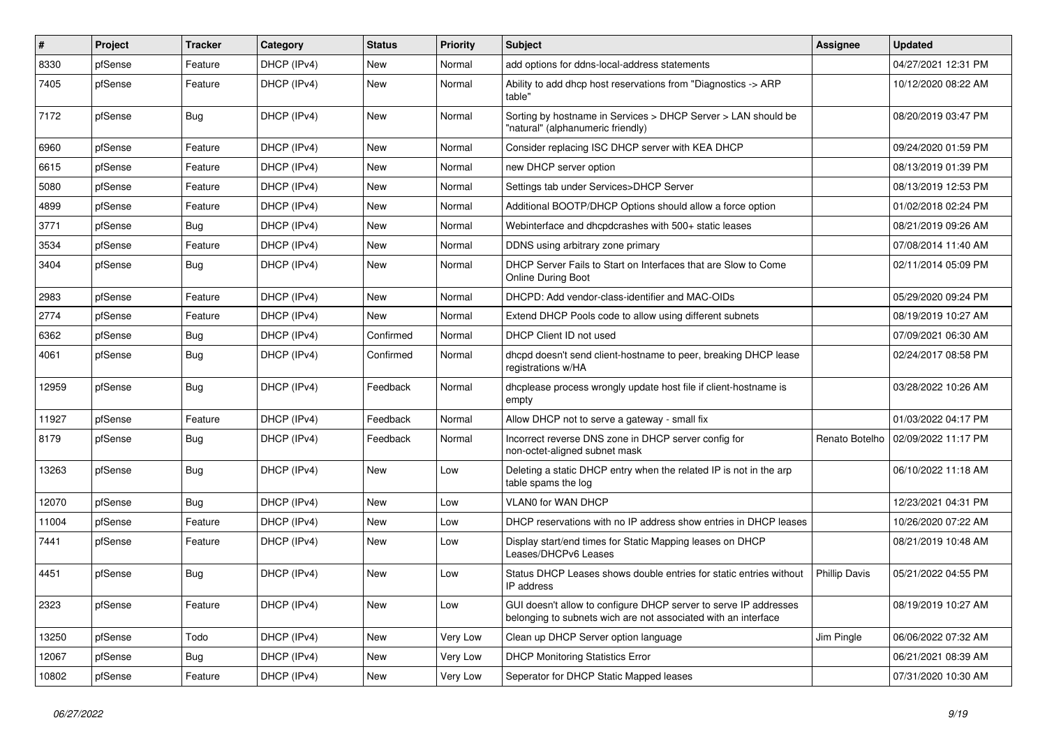| # | Project | Tracker | Category | Status | Priority | Subject | Assignee | Updated |
|---|---|---|---|---|---|---|---|---|
| 8330 | pfSense | Feature | DHCP (IPv4) | New | Normal | add options for ddns-local-address statements | | 04/27/2021 12:31 PM |
| 7405 | pfSense | Feature | DHCP (IPv4) | New | Normal | Ability to add dhcp host reservations from "Diagnostics -> ARP table" | | 10/12/2020 08:22 AM |
| 7172 | pfSense | Bug | DHCP (IPv4) | New | Normal | Sorting by hostname in Services > DHCP Server > LAN should be "natural" (alphanumeric friendly) | | 08/20/2019 03:47 PM |
| 6960 | pfSense | Feature | DHCP (IPv4) | New | Normal | Consider replacing ISC DHCP server with KEA DHCP | | 09/24/2020 01:59 PM |
| 6615 | pfSense | Feature | DHCP (IPv4) | New | Normal | new DHCP server option | | 08/13/2019 01:39 PM |
| 5080 | pfSense | Feature | DHCP (IPv4) | New | Normal | Settings tab under Services>DHCP Server | | 08/13/2019 12:53 PM |
| 4899 | pfSense | Feature | DHCP (IPv4) | New | Normal | Additional BOOTP/DHCP Options should allow a force option | | 01/02/2018 02:24 PM |
| 3771 | pfSense | Bug | DHCP (IPv4) | New | Normal | Webinterface and dhcpdcrashes with 500+ static leases | | 08/21/2019 09:26 AM |
| 3534 | pfSense | Feature | DHCP (IPv4) | New | Normal | DDNS using arbitrary zone primary | | 07/08/2014 11:40 AM |
| 3404 | pfSense | Bug | DHCP (IPv4) | New | Normal | DHCP Server Fails to Start on Interfaces that are Slow to Come Online During Boot | | 02/11/2014 05:09 PM |
| 2983 | pfSense | Feature | DHCP (IPv4) | New | Normal | DHCPD: Add vendor-class-identifier and MAC-OIDs | | 05/29/2020 09:24 PM |
| 2774 | pfSense | Feature | DHCP (IPv4) | New | Normal | Extend DHCP Pools code to allow using different subnets | | 08/19/2019 10:27 AM |
| 6362 | pfSense | Bug | DHCP (IPv4) | Confirmed | Normal | DHCP Client ID not used | | 07/09/2021 06:30 AM |
| 4061 | pfSense | Bug | DHCP (IPv4) | Confirmed | Normal | dhcpd doesn't send client-hostname to peer, breaking DHCP lease registrations w/HA | | 02/24/2017 08:58 PM |
| 12959 | pfSense | Bug | DHCP (IPv4) | Feedback | Normal | dhcplease process wrongly update host file if client-hostname is empty | | 03/28/2022 10:26 AM |
| 11927 | pfSense | Feature | DHCP (IPv4) | Feedback | Normal | Allow DHCP not to serve a gateway - small fix | | 01/03/2022 04:17 PM |
| 8179 | pfSense | Bug | DHCP (IPv4) | Feedback | Normal | Incorrect reverse DNS zone in DHCP server config for non-octet-aligned subnet mask | Renato Botelho | 02/09/2022 11:17 PM |
| 13263 | pfSense | Bug | DHCP (IPv4) | New | Low | Deleting a static DHCP entry when the related IP is not in the arp table spams the log | | 06/10/2022 11:18 AM |
| 12070 | pfSense | Bug | DHCP (IPv4) | New | Low | VLAN0 for WAN DHCP | | 12/23/2021 04:31 PM |
| 11004 | pfSense | Feature | DHCP (IPv4) | New | Low | DHCP reservations with no IP address show entries in DHCP leases | | 10/26/2020 07:22 AM |
| 7441 | pfSense | Feature | DHCP (IPv4) | New | Low | Display start/end times for Static Mapping leases on DHCP Leases/DHCPv6 Leases | | 08/21/2019 10:48 AM |
| 4451 | pfSense | Bug | DHCP (IPv4) | New | Low | Status DHCP Leases shows double entries for static entries without IP address | Phillip Davis | 05/21/2022 04:55 PM |
| 2323 | pfSense | Feature | DHCP (IPv4) | New | Low | GUI doesn't allow to configure DHCP server to serve IP addresses belonging to subnets wich are not associated with an interface | | 08/19/2019 10:27 AM |
| 13250 | pfSense | Todo | DHCP (IPv4) | New | Very Low | Clean up DHCP Server option language | Jim Pingle | 06/06/2022 07:32 AM |
| 12067 | pfSense | Bug | DHCP (IPv4) | New | Very Low | DHCP Monitoring Statistics Error | | 06/21/2021 08:39 AM |
| 10802 | pfSense | Feature | DHCP (IPv4) | New | Very Low | Seperator for DHCP Static Mapped leases | | 07/31/2020 10:30 AM |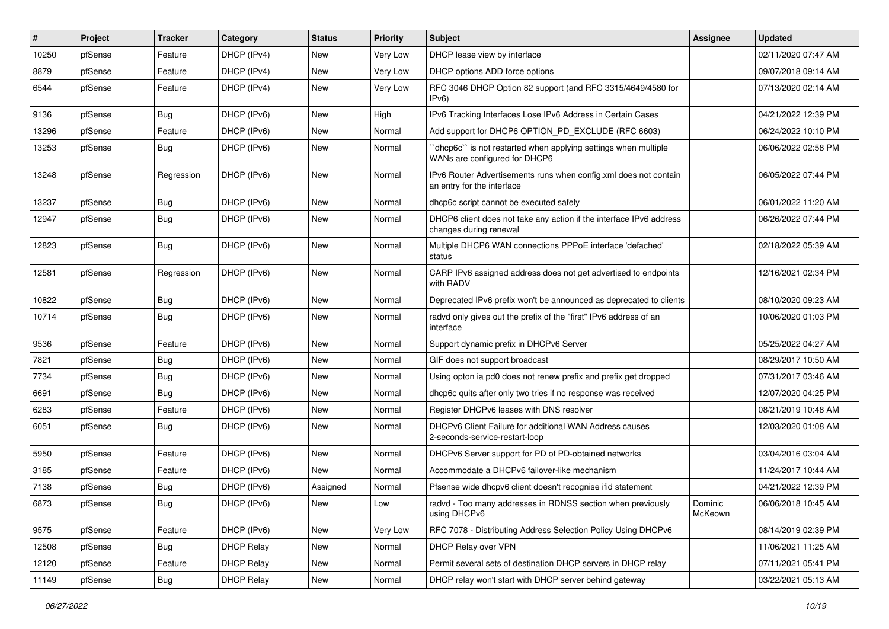| # | Project | Tracker | Category | Status | Priority | Subject | Assignee | Updated |
|---|---|---|---|---|---|---|---|---|
| 10250 | pfSense | Feature | DHCP (IPv4) | New | Very Low | DHCP lease view by interface | | 02/11/2020 07:47 AM |
| 8879 | pfSense | Feature | DHCP (IPv4) | New | Very Low | DHCP options ADD force options | | 09/07/2018 09:14 AM |
| 6544 | pfSense | Feature | DHCP (IPv4) | New | Very Low | RFC 3046 DHCP Option 82 support (and RFC 3315/4649/4580 for IPv6) | | 07/13/2020 02:14 AM |
| 9136 | pfSense | Bug | DHCP (IPv6) | New | High | IPv6 Tracking Interfaces Lose IPv6 Address in Certain Cases | | 04/21/2022 12:39 PM |
| 13296 | pfSense | Feature | DHCP (IPv6) | New | Normal | Add support for DHCP6 OPTION_PD_EXCLUDE (RFC 6603) | | 06/24/2022 10:10 PM |
| 13253 | pfSense | Bug | DHCP (IPv6) | New | Normal | ``dhcp6c`` is not restarted when applying settings when multiple WANs are configured for DHCP6 | | 06/06/2022 02:58 PM |
| 13248 | pfSense | Regression | DHCP (IPv6) | New | Normal | IPv6 Router Advertisements runs when config.xml does not contain an entry for the interface | | 06/05/2022 07:44 PM |
| 13237 | pfSense | Bug | DHCP (IPv6) | New | Normal | dhcp6c script cannot be executed safely | | 06/01/2022 11:20 AM |
| 12947 | pfSense | Bug | DHCP (IPv6) | New | Normal | DHCP6 client does not take any action if the interface IPv6 address changes during renewal | | 06/26/2022 07:44 PM |
| 12823 | pfSense | Bug | DHCP (IPv6) | New | Normal | Multiple DHCP6 WAN connections PPPoE interface 'defached' status | | 02/18/2022 05:39 AM |
| 12581 | pfSense | Regression | DHCP (IPv6) | New | Normal | CARP IPv6 assigned address does not get advertised to endpoints with RADV | | 12/16/2021 02:34 PM |
| 10822 | pfSense | Bug | DHCP (IPv6) | New | Normal | Deprecated IPv6 prefix won't be announced as deprecated to clients | | 08/10/2020 09:23 AM |
| 10714 | pfSense | Bug | DHCP (IPv6) | New | Normal | radvd only gives out the prefix of the "first" IPv6 address of an interface | | 10/06/2020 01:03 PM |
| 9536 | pfSense | Feature | DHCP (IPv6) | New | Normal | Support dynamic prefix in DHCPv6 Server | | 05/25/2022 04:27 AM |
| 7821 | pfSense | Bug | DHCP (IPv6) | New | Normal | GIF does not support broadcast | | 08/29/2017 10:50 AM |
| 7734 | pfSense | Bug | DHCP (IPv6) | New | Normal | Using opton ia pd0 does not renew prefix and prefix get dropped | | 07/31/2017 03:46 AM |
| 6691 | pfSense | Bug | DHCP (IPv6) | New | Normal | dhcp6c quits after only two tries if no response was received | | 12/07/2020 04:25 PM |
| 6283 | pfSense | Feature | DHCP (IPv6) | New | Normal | Register DHCPv6 leases with DNS resolver | | 08/21/2019 10:48 AM |
| 6051 | pfSense | Bug | DHCP (IPv6) | New | Normal | DHCPv6 Client Failure for additional WAN Address causes 2-seconds-service-restart-loop | | 12/03/2020 01:08 AM |
| 5950 | pfSense | Feature | DHCP (IPv6) | New | Normal | DHCPv6 Server support for PD of PD-obtained networks | | 03/04/2016 03:04 AM |
| 3185 | pfSense | Feature | DHCP (IPv6) | New | Normal | Accommodate a DHCPv6 failover-like mechanism | | 11/24/2017 10:44 AM |
| 7138 | pfSense | Bug | DHCP (IPv6) | Assigned | Normal | Pfsense wide dhcpv6 client doesn't recognise ifid statement | | 04/21/2022 12:39 PM |
| 6873 | pfSense | Bug | DHCP (IPv6) | New | Low | radvd - Too many addresses in RDNSS section when previously using DHCPv6 | Dominic McKeown | 06/06/2018 10:45 AM |
| 9575 | pfSense | Feature | DHCP (IPv6) | New | Very Low | RFC 7078 - Distributing Address Selection Policy Using DHCPv6 | | 08/14/2019 02:39 PM |
| 12508 | pfSense | Bug | DHCP Relay | New | Normal | DHCP Relay over VPN | | 11/06/2021 11:25 AM |
| 12120 | pfSense | Feature | DHCP Relay | New | Normal | Permit several sets of destination DHCP servers in DHCP relay | | 07/11/2021 05:41 PM |
| 11149 | pfSense | Bug | DHCP Relay | New | Normal | DHCP relay won't start with DHCP server behind gateway | | 03/22/2021 05:13 AM |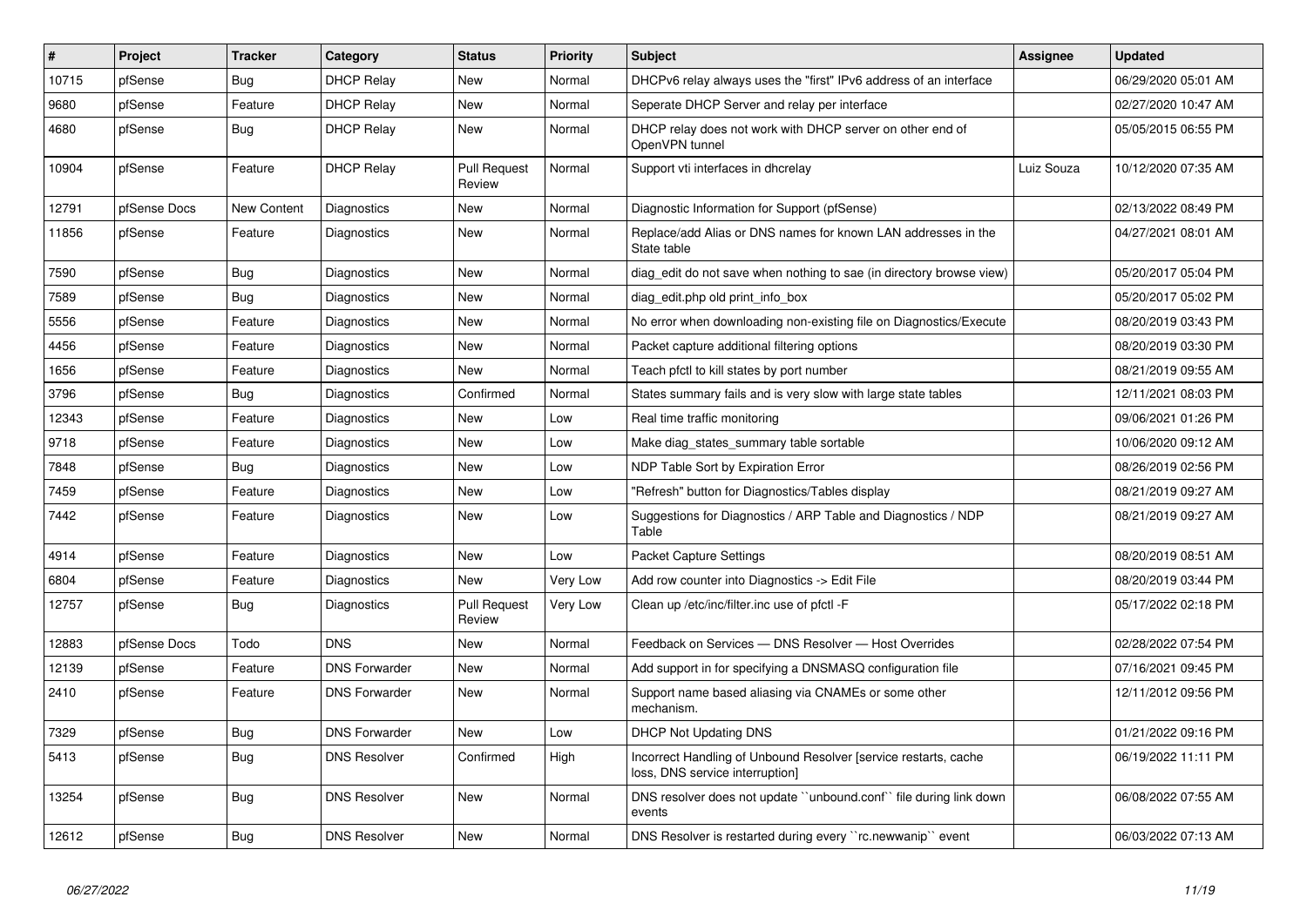| # | Project | Tracker | Category | Status | Priority | Subject | Assignee | Updated |
|---|---|---|---|---|---|---|---|---|
| 10715 | pfSense | Bug | DHCP Relay | New | Normal | DHCPv6 relay always uses the "first" IPv6 address of an interface | | 06/29/2020 05:01 AM |
| 9680 | pfSense | Feature | DHCP Relay | New | Normal | Seperate DHCP Server and relay per interface | | 02/27/2020 10:47 AM |
| 4680 | pfSense | Bug | DHCP Relay | New | Normal | DHCP relay does not work with DHCP server on other end of OpenVPN tunnel | | 05/05/2015 06:55 PM |
| 10904 | pfSense | Feature | DHCP Relay | Pull Request Review | Normal | Support vti interfaces in dhcrelay | Luiz Souza | 10/12/2020 07:35 AM |
| 12791 | pfSense Docs | New Content | Diagnostics | New | Normal | Diagnostic Information for Support (pfSense) | | 02/13/2022 08:49 PM |
| 11856 | pfSense | Feature | Diagnostics | New | Normal | Replace/add Alias or DNS names for known LAN addresses in the State table | | 04/27/2021 08:01 AM |
| 7590 | pfSense | Bug | Diagnostics | New | Normal | diag_edit do not save when nothing to sae (in directory browse view) | | 05/20/2017 05:04 PM |
| 7589 | pfSense | Bug | Diagnostics | New | Normal | diag_edit.php old print_info_box | | 05/20/2017 05:02 PM |
| 5556 | pfSense | Feature | Diagnostics | New | Normal | No error when downloading non-existing file on Diagnostics/Execute | | 08/20/2019 03:43 PM |
| 4456 | pfSense | Feature | Diagnostics | New | Normal | Packet capture additional filtering options | | 08/20/2019 03:30 PM |
| 1656 | pfSense | Feature | Diagnostics | New | Normal | Teach pfctl to kill states by port number | | 08/21/2019 09:55 AM |
| 3796 | pfSense | Bug | Diagnostics | Confirmed | Normal | States summary fails and is very slow with large state tables | | 12/11/2021 08:03 PM |
| 12343 | pfSense | Feature | Diagnostics | New | Low | Real time traffic monitoring | | 09/06/2021 01:26 PM |
| 9718 | pfSense | Feature | Diagnostics | New | Low | Make diag_states_summary table sortable | | 10/06/2020 09:12 AM |
| 7848 | pfSense | Bug | Diagnostics | New | Low | NDP Table Sort by Expiration Error | | 08/26/2019 02:56 PM |
| 7459 | pfSense | Feature | Diagnostics | New | Low | "Refresh" button for Diagnostics/Tables display | | 08/21/2019 09:27 AM |
| 7442 | pfSense | Feature | Diagnostics | New | Low | Suggestions for Diagnostics / ARP Table and Diagnostics / NDP Table | | 08/21/2019 09:27 AM |
| 4914 | pfSense | Feature | Diagnostics | New | Low | Packet Capture Settings | | 08/20/2019 08:51 AM |
| 6804 | pfSense | Feature | Diagnostics | New | Very Low | Add row counter into Diagnostics -> Edit File | | 08/20/2019 03:44 PM |
| 12757 | pfSense | Bug | Diagnostics | Pull Request Review | Very Low | Clean up /etc/inc/filter.inc use of pfctl -F | | 05/17/2022 02:18 PM |
| 12883 | pfSense Docs | Todo | DNS | New | Normal | Feedback on Services — DNS Resolver — Host Overrides | | 02/28/2022 07:54 PM |
| 12139 | pfSense | Feature | DNS Forwarder | New | Normal | Add support in for specifying a DNSMASQ configuration file | | 07/16/2021 09:45 PM |
| 2410 | pfSense | Feature | DNS Forwarder | New | Normal | Support name based aliasing via CNAMEs or some other mechanism. | | 12/11/2012 09:56 PM |
| 7329 | pfSense | Bug | DNS Forwarder | New | Low | DHCP Not Updating DNS | | 01/21/2022 09:16 PM |
| 5413 | pfSense | Bug | DNS Resolver | Confirmed | High | Incorrect Handling of Unbound Resolver [service restarts, cache loss, DNS service interruption] | | 06/19/2022 11:11 PM |
| 13254 | pfSense | Bug | DNS Resolver | New | Normal | DNS resolver does not update ``unbound.conf`` file during link down events | | 06/08/2022 07:55 AM |
| 12612 | pfSense | Bug | DNS Resolver | New | Normal | DNS Resolver is restarted during every ``rc.newwanip`` event | | 06/03/2022 07:13 AM |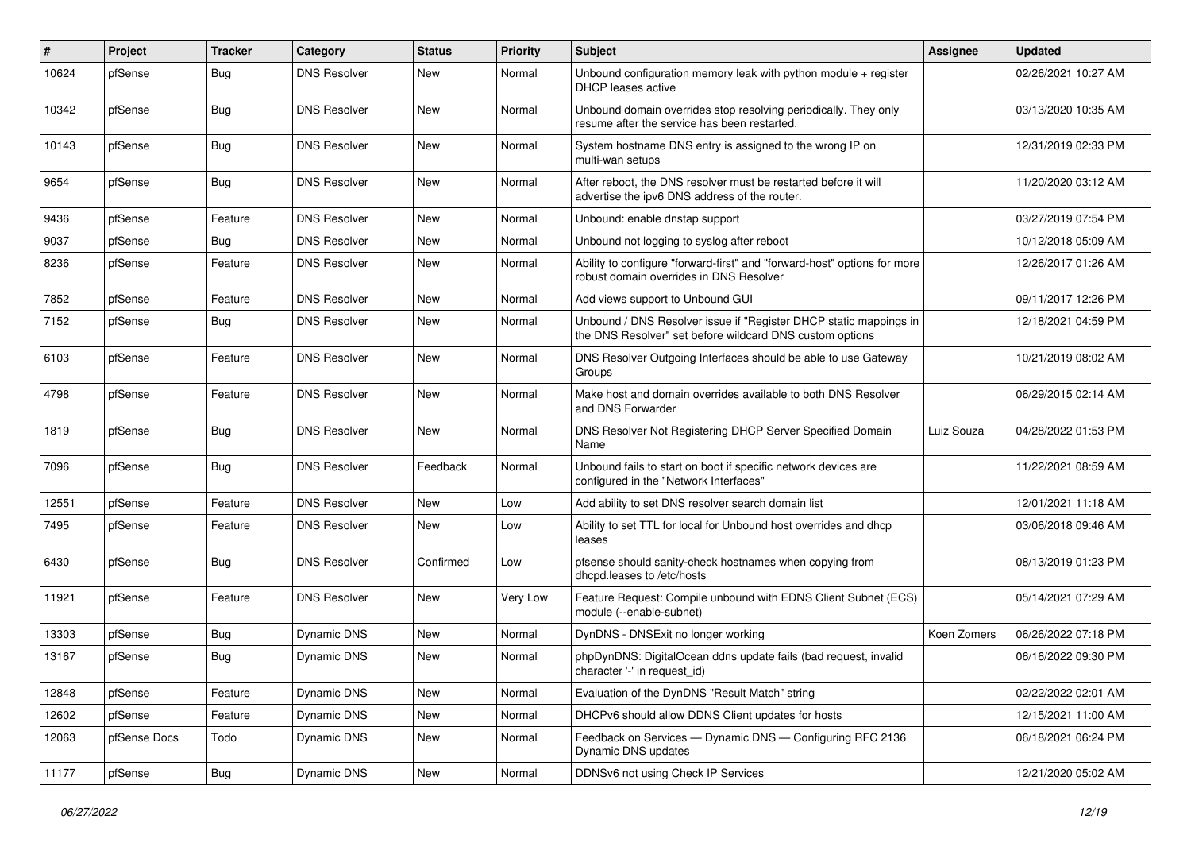| # | Project | Tracker | Category | Status | Priority | Subject | Assignee | Updated |
|---|---|---|---|---|---|---|---|---|
| 10624 | pfSense | Bug | DNS Resolver | New | Normal | Unbound configuration memory leak with python module + register DHCP leases active | | 02/26/2021 10:27 AM |
| 10342 | pfSense | Bug | DNS Resolver | New | Normal | Unbound domain overrides stop resolving periodically. They only resume after the service has been restarted. | | 03/13/2020 10:35 AM |
| 10143 | pfSense | Bug | DNS Resolver | New | Normal | System hostname DNS entry is assigned to the wrong IP on multi-wan setups | | 12/31/2019 02:33 PM |
| 9654 | pfSense | Bug | DNS Resolver | New | Normal | After reboot, the DNS resolver must be restarted before it will advertise the ipv6 DNS address of the router. | | 11/20/2020 03:12 AM |
| 9436 | pfSense | Feature | DNS Resolver | New | Normal | Unbound: enable dnstap support | | 03/27/2019 07:54 PM |
| 9037 | pfSense | Bug | DNS Resolver | New | Normal | Unbound not logging to syslog after reboot | | 10/12/2018 05:09 AM |
| 8236 | pfSense | Feature | DNS Resolver | New | Normal | Ability to configure "forward-first" and "forward-host" options for more robust domain overrides in DNS Resolver | | 12/26/2017 01:26 AM |
| 7852 | pfSense | Feature | DNS Resolver | New | Normal | Add views support to Unbound GUI | | 09/11/2017 12:26 PM |
| 7152 | pfSense | Bug | DNS Resolver | New | Normal | Unbound / DNS Resolver issue if "Register DHCP static mappings in the DNS Resolver" set before wildcard DNS custom options | | 12/18/2021 04:59 PM |
| 6103 | pfSense | Feature | DNS Resolver | New | Normal | DNS Resolver Outgoing Interfaces should be able to use Gateway Groups | | 10/21/2019 08:02 AM |
| 4798 | pfSense | Feature | DNS Resolver | New | Normal | Make host and domain overrides available to both DNS Resolver and DNS Forwarder | | 06/29/2015 02:14 AM |
| 1819 | pfSense | Bug | DNS Resolver | New | Normal | DNS Resolver Not Registering DHCP Server Specified Domain Name | Luiz Souza | 04/28/2022 01:53 PM |
| 7096 | pfSense | Bug | DNS Resolver | Feedback | Normal | Unbound fails to start on boot if specific network devices are configured in the "Network Interfaces" | | 11/22/2021 08:59 AM |
| 12551 | pfSense | Feature | DNS Resolver | New | Low | Add ability to set DNS resolver search domain list | | 12/01/2021 11:18 AM |
| 7495 | pfSense | Feature | DNS Resolver | New | Low | Ability to set TTL for local for Unbound host overrides and dhcp leases | | 03/06/2018 09:46 AM |
| 6430 | pfSense | Bug | DNS Resolver | Confirmed | Low | pfsense should sanity-check hostnames when copying from dhcpd.leases to /etc/hosts | | 08/13/2019 01:23 PM |
| 11921 | pfSense | Feature | DNS Resolver | New | Very Low | Feature Request: Compile unbound with EDNS Client Subnet (ECS) module (--enable-subnet) | | 05/14/2021 07:29 AM |
| 13303 | pfSense | Bug | Dynamic DNS | New | Normal | DynDNS - DNSExit no longer working | Koen Zomers | 06/26/2022 07:18 PM |
| 13167 | pfSense | Bug | Dynamic DNS | New | Normal | phpDynDNS: DigitalOcean ddns update fails (bad request, invalid character '-' in request_id) | | 06/16/2022 09:30 PM |
| 12848 | pfSense | Feature | Dynamic DNS | New | Normal | Evaluation of the DynDNS "Result Match" string | | 02/22/2022 02:01 AM |
| 12602 | pfSense | Feature | Dynamic DNS | New | Normal | DHCPv6 should allow DDNS Client updates for hosts | | 12/15/2021 11:00 AM |
| 12063 | pfSense Docs | Todo | Dynamic DNS | New | Normal | Feedback on Services — Dynamic DNS — Configuring RFC 2136 Dynamic DNS updates | | 06/18/2021 06:24 PM |
| 11177 | pfSense | Bug | Dynamic DNS | New | Normal | DDNSv6 not using Check IP Services | | 12/21/2020 05:02 AM |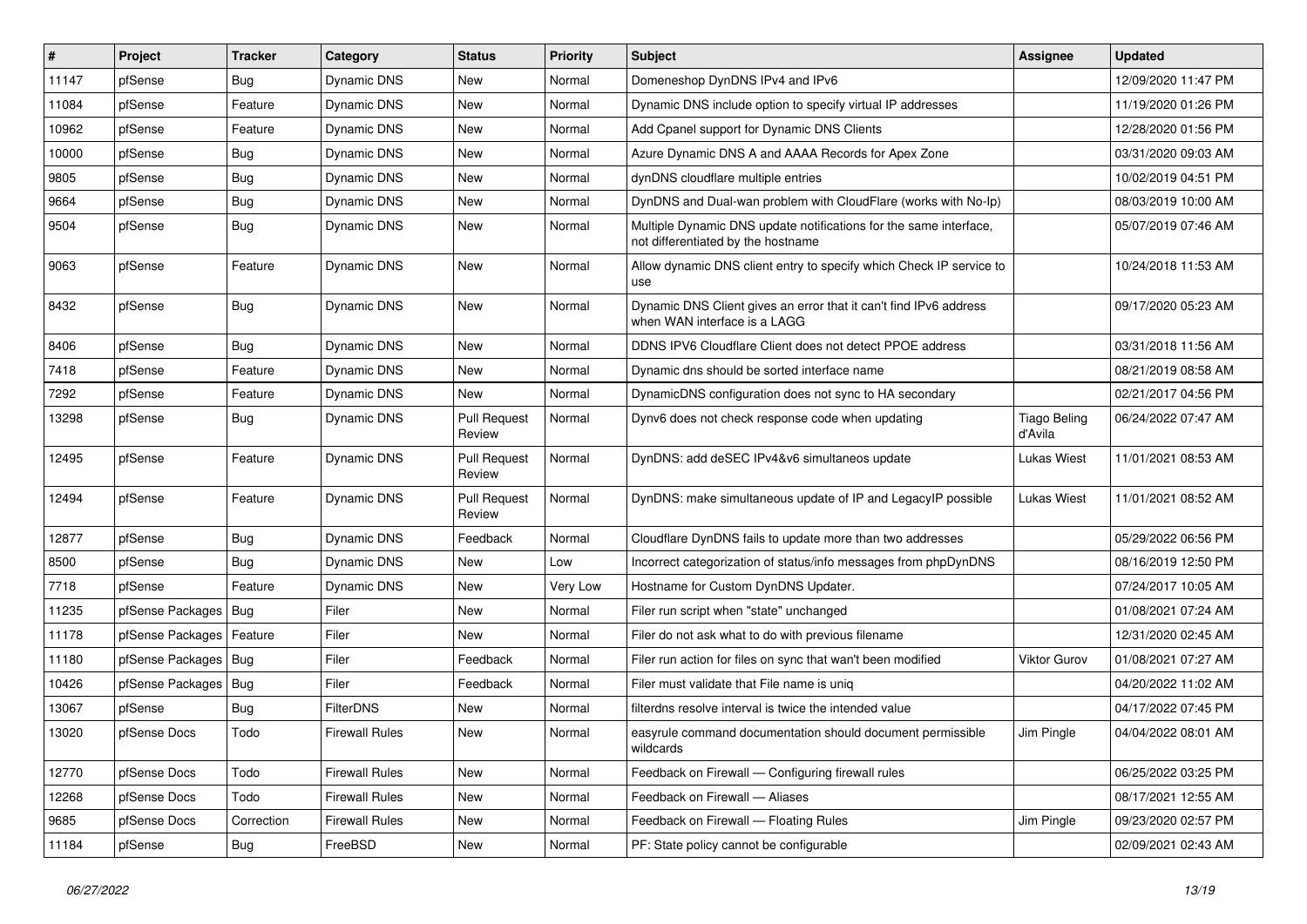| # | Project | Tracker | Category | Status | Priority | Subject | Assignee | Updated |
|---|---|---|---|---|---|---|---|---|
| 11147 | pfSense | Bug | Dynamic DNS | New | Normal | Domeneshop DynDNS IPv4 and IPv6 | | 12/09/2020 11:47 PM |
| 11084 | pfSense | Feature | Dynamic DNS | New | Normal | Dynamic DNS include option to specify virtual IP addresses | | 11/19/2020 01:26 PM |
| 10962 | pfSense | Feature | Dynamic DNS | New | Normal | Add Cpanel support for Dynamic DNS Clients | | 12/28/2020 01:56 PM |
| 10000 | pfSense | Bug | Dynamic DNS | New | Normal | Azure Dynamic DNS A and AAAA Records for Apex Zone | | 03/31/2020 09:03 AM |
| 9805 | pfSense | Bug | Dynamic DNS | New | Normal | dynDNS cloudflare multiple entries | | 10/02/2019 04:51 PM |
| 9664 | pfSense | Bug | Dynamic DNS | New | Normal | DynDNS and Dual-wan problem with CloudFlare (works with No-Ip) | | 08/03/2019 10:00 AM |
| 9504 | pfSense | Bug | Dynamic DNS | New | Normal | Multiple Dynamic DNS update notifications for the same interface, not differentiated by the hostname | | 05/07/2019 07:46 AM |
| 9063 | pfSense | Feature | Dynamic DNS | New | Normal | Allow dynamic DNS client entry to specify which Check IP service to use | | 10/24/2018 11:53 AM |
| 8432 | pfSense | Bug | Dynamic DNS | New | Normal | Dynamic DNS Client gives an error that it can't find IPv6 address when WAN interface is a LAGG | | 09/17/2020 05:23 AM |
| 8406 | pfSense | Bug | Dynamic DNS | New | Normal | DDNS IPV6 Cloudflare Client does not detect PPOE address | | 03/31/2018 11:56 AM |
| 7418 | pfSense | Feature | Dynamic DNS | New | Normal | Dynamic dns should be sorted interface name | | 08/21/2019 08:58 AM |
| 7292 | pfSense | Feature | Dynamic DNS | New | Normal | DynamicDNS configuration does not sync to HA secondary | | 02/21/2017 04:56 PM |
| 13298 | pfSense | Bug | Dynamic DNS | Pull Request Review | Normal | Dynv6 does not check response code when updating | Tiago Beling d'Avila | 06/24/2022 07:47 AM |
| 12495 | pfSense | Feature | Dynamic DNS | Pull Request Review | Normal | DynDNS: add deSEC IPv4&v6 simultaneos update | Lukas Wiest | 11/01/2021 08:53 AM |
| 12494 | pfSense | Feature | Dynamic DNS | Pull Request Review | Normal | DynDNS: make simultaneous update of IP and LegacyIP possible | Lukas Wiest | 11/01/2021 08:52 AM |
| 12877 | pfSense | Bug | Dynamic DNS | Feedback | Normal | Cloudflare DynDNS fails to update more than two addresses | | 05/29/2022 06:56 PM |
| 8500 | pfSense | Bug | Dynamic DNS | New | Low | Incorrect categorization of status/info messages from phpDynDNS | | 08/16/2019 12:50 PM |
| 7718 | pfSense | Feature | Dynamic DNS | New | Very Low | Hostname for Custom DynDNS Updater. | | 07/24/2017 10:05 AM |
| 11235 | pfSense Packages | Bug | Filer | New | Normal | Filer run script when "state" unchanged | | 01/08/2021 07:24 AM |
| 11178 | pfSense Packages | Feature | Filer | New | Normal | Filer do not ask what to do with previous filename | | 12/31/2020 02:45 AM |
| 11180 | pfSense Packages | Bug | Filer | Feedback | Normal | Filer run action for files on sync that wan't been modified | Viktor Gurov | 01/08/2021 07:27 AM |
| 10426 | pfSense Packages | Bug | Filer | Feedback | Normal | Filer must validate that File name is uniq | | 04/20/2022 11:02 AM |
| 13067 | pfSense | Bug | FilterDNS | New | Normal | filterdns resolve interval is twice the intended value | | 04/17/2022 07:45 PM |
| 13020 | pfSense Docs | Todo | Firewall Rules | New | Normal | easyrule command documentation should document permissible wildcards | Jim Pingle | 04/04/2022 08:01 AM |
| 12770 | pfSense Docs | Todo | Firewall Rules | New | Normal | Feedback on Firewall — Configuring firewall rules | | 06/25/2022 03:25 PM |
| 12268 | pfSense Docs | Todo | Firewall Rules | New | Normal | Feedback on Firewall — Aliases | | 08/17/2021 12:55 AM |
| 9685 | pfSense Docs | Correction | Firewall Rules | New | Normal | Feedback on Firewall — Floating Rules | Jim Pingle | 09/23/2020 02:57 PM |
| 11184 | pfSense | Bug | FreeBSD | New | Normal | PF: State policy cannot be configurable | | 02/09/2021 02:43 AM |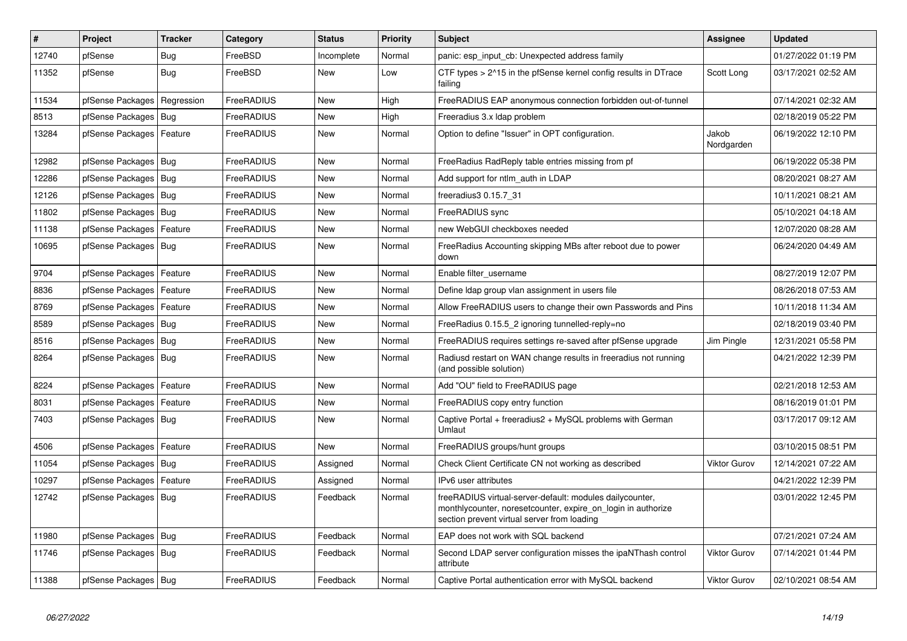| # | Project | Tracker | Category | Status | Priority | Subject | Assignee | Updated |
|---|---|---|---|---|---|---|---|---|
| 12740 | pfSense | Bug | FreeBSD | Incomplete | Normal | panic: esp_input_cb: Unexpected address family | | 01/27/2022 01:19 PM |
| 11352 | pfSense | Bug | FreeBSD | New | Low | CTF types > 2^15 in the pfSense kernel config results in DTrace failing | Scott Long | 03/17/2021 02:52 AM |
| 11534 | pfSense Packages | Regression | FreeRADIUS | New | High | FreeRADIUS EAP anonymous connection forbidden out-of-tunnel | | 07/14/2021 02:32 AM |
| 8513 | pfSense Packages | Bug | FreeRADIUS | New | High | Freeradius 3.x ldap problem | | 02/18/2019 05:22 PM |
| 13284 | pfSense Packages | Feature | FreeRADIUS | New | Normal | Option to define "Issuer" in OPT configuration. | Jakob Nordgarden | 06/19/2022 12:10 PM |
| 12982 | pfSense Packages | Bug | FreeRADIUS | New | Normal | FreeRadius RadReply table entries missing from pf | | 06/19/2022 05:38 PM |
| 12286 | pfSense Packages | Bug | FreeRADIUS | New | Normal | Add support for ntlm_auth in LDAP | | 08/20/2021 08:27 AM |
| 12126 | pfSense Packages | Bug | FreeRADIUS | New | Normal | freeradius3 0.15.7_31 | | 10/11/2021 08:21 AM |
| 11802 | pfSense Packages | Bug | FreeRADIUS | New | Normal | FreeRADIUS sync | | 05/10/2021 04:18 AM |
| 11138 | pfSense Packages | Feature | FreeRADIUS | New | Normal | new WebGUI checkboxes needed | | 12/07/2020 08:28 AM |
| 10695 | pfSense Packages | Bug | FreeRADIUS | New | Normal | FreeRadius Accounting skipping MBs after reboot due to power down | | 06/24/2020 04:49 AM |
| 9704 | pfSense Packages | Feature | FreeRADIUS | New | Normal | Enable filter_username | | 08/27/2019 12:07 PM |
| 8836 | pfSense Packages | Feature | FreeRADIUS | New | Normal | Define ldap group vlan assignment in users file | | 08/26/2018 07:53 AM |
| 8769 | pfSense Packages | Feature | FreeRADIUS | New | Normal | Allow FreeRADIUS users to change their own Passwords and Pins | | 10/11/2018 11:34 AM |
| 8589 | pfSense Packages | Bug | FreeRADIUS | New | Normal | FreeRadius 0.15.5_2 ignoring tunnelled-reply=no | | 02/18/2019 03:40 PM |
| 8516 | pfSense Packages | Bug | FreeRADIUS | New | Normal | FreeRADIUS requires settings re-saved after pfSense upgrade | Jim Pingle | 12/31/2021 05:58 PM |
| 8264 | pfSense Packages | Bug | FreeRADIUS | New | Normal | Radiusd restart on WAN change results in freeradius not running (and possible solution) | | 04/21/2022 12:39 PM |
| 8224 | pfSense Packages | Feature | FreeRADIUS | New | Normal | Add "OU" field to FreeRADIUS page | | 02/21/2018 12:53 AM |
| 8031 | pfSense Packages | Feature | FreeRADIUS | New | Normal | FreeRADIUS copy entry function | | 08/16/2019 01:01 PM |
| 7403 | pfSense Packages | Bug | FreeRADIUS | New | Normal | Captive Portal + freeradius2 + MySQL problems with German Umlaut | | 03/17/2017 09:12 AM |
| 4506 | pfSense Packages | Feature | FreeRADIUS | New | Normal | FreeRADIUS groups/hunt groups | | 03/10/2015 08:51 PM |
| 11054 | pfSense Packages | Bug | FreeRADIUS | Assigned | Normal | Check Client Certificate CN not working as described | Viktor Gurov | 12/14/2021 07:22 AM |
| 10297 | pfSense Packages | Feature | FreeRADIUS | Assigned | Normal | IPv6 user attributes | | 04/21/2022 12:39 PM |
| 12742 | pfSense Packages | Bug | FreeRADIUS | Feedback | Normal | freeRADIUS virtual-server-default: modules dailycounter, monthlycounter, noresetcounter, expire_on_login in authorize section prevent virtual server from loading | | 03/01/2022 12:45 PM |
| 11980 | pfSense Packages | Bug | FreeRADIUS | Feedback | Normal | EAP does not work with SQL backend | | 07/21/2021 07:24 AM |
| 11746 | pfSense Packages | Bug | FreeRADIUS | Feedback | Normal | Second LDAP server configuration misses the ipaNThash control attribute | Viktor Gurov | 07/14/2021 01:44 PM |
| 11388 | pfSense Packages | Bug | FreeRADIUS | Feedback | Normal | Captive Portal authentication error with MySQL backend | Viktor Gurov | 02/10/2021 08:54 AM |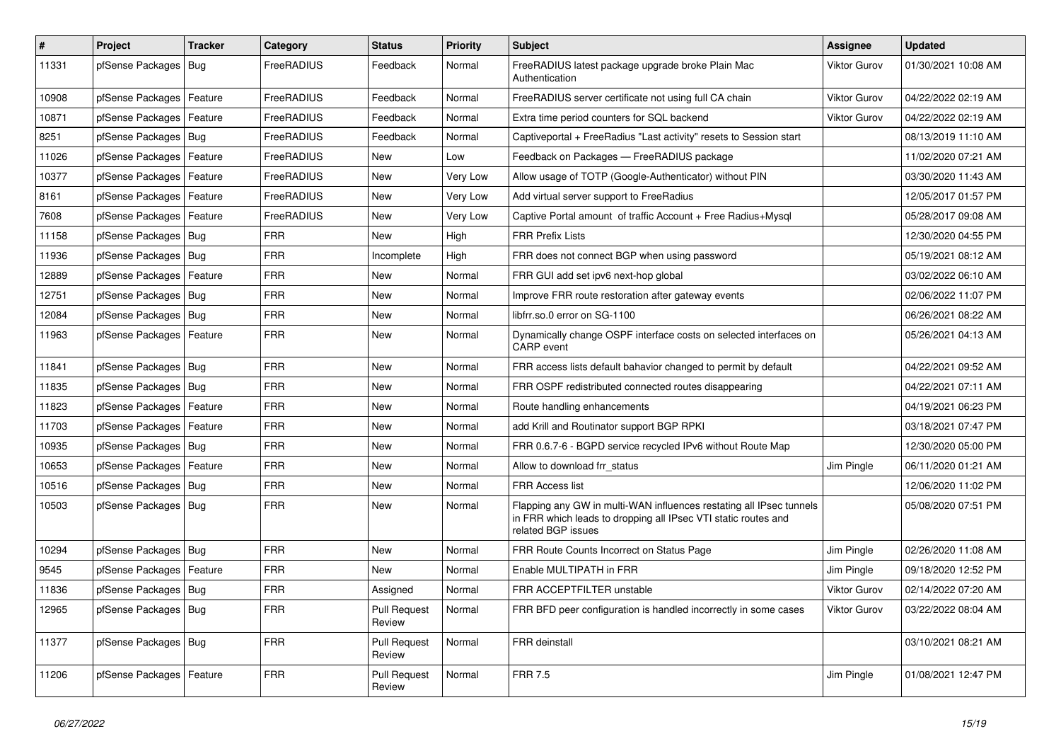| # | Project | Tracker | Category | Status | Priority | Subject | Assignee | Updated |
|---|---|---|---|---|---|---|---|---|
| 11331 | pfSense Packages | Bug | FreeRADIUS | Feedback | Normal | FreeRADIUS latest package upgrade broke Plain Mac Authentication | Viktor Gurov | 01/30/2021 10:08 AM |
| 10908 | pfSense Packages | Feature | FreeRADIUS | Feedback | Normal | FreeRADIUS server certificate not using full CA chain | Viktor Gurov | 04/22/2022 02:19 AM |
| 10871 | pfSense Packages | Feature | FreeRADIUS | Feedback | Normal | Extra time period counters for SQL backend | Viktor Gurov | 04/22/2022 02:19 AM |
| 8251 | pfSense Packages | Bug | FreeRADIUS | Feedback | Normal | Captiveportal + FreeRadius "Last activity" resets to Session start | | 08/13/2019 11:10 AM |
| 11026 | pfSense Packages | Feature | FreeRADIUS | New | Low | Feedback on Packages — FreeRADIUS package | | 11/02/2020 07:21 AM |
| 10377 | pfSense Packages | Feature | FreeRADIUS | New | Very Low | Allow usage of TOTP (Google-Authenticator) without PIN | | 03/30/2020 11:43 AM |
| 8161 | pfSense Packages | Feature | FreeRADIUS | New | Very Low | Add virtual server support to FreeRadius | | 12/05/2017 01:57 PM |
| 7608 | pfSense Packages | Feature | FreeRADIUS | New | Very Low | Captive Portal amount of traffic Account + Free Radius+Mysql | | 05/28/2017 09:08 AM |
| 11158 | pfSense Packages | Bug | FRR | New | High | FRR Prefix Lists | | 12/30/2020 04:55 PM |
| 11936 | pfSense Packages | Bug | FRR | Incomplete | High | FRR does not connect BGP when using password | | 05/19/2021 08:12 AM |
| 12889 | pfSense Packages | Feature | FRR | New | Normal | FRR GUI add set ipv6 next-hop global | | 03/02/2022 06:10 AM |
| 12751 | pfSense Packages | Bug | FRR | New | Normal | Improve FRR route restoration after gateway events | | 02/06/2022 11:07 PM |
| 12084 | pfSense Packages | Bug | FRR | New | Normal | libfrr.so.0 error on SG-1100 | | 06/26/2021 08:22 AM |
| 11963 | pfSense Packages | Feature | FRR | New | Normal | Dynamically change OSPF interface costs on selected interfaces on CARP event | | 05/26/2021 04:13 AM |
| 11841 | pfSense Packages | Bug | FRR | New | Normal | FRR access lists default bahavior changed to permit by default | | 04/22/2021 09:52 AM |
| 11835 | pfSense Packages | Bug | FRR | New | Normal | FRR OSPF redistributed connected routes disappearing | | 04/22/2021 07:11 AM |
| 11823 | pfSense Packages | Feature | FRR | New | Normal | Route handling enhancements | | 04/19/2021 06:23 PM |
| 11703 | pfSense Packages | Feature | FRR | New | Normal | add Krill and Routinator support BGP RPKI | | 03/18/2021 07:47 PM |
| 10935 | pfSense Packages | Bug | FRR | New | Normal | FRR 0.6.7-6 - BGPD service recycled IPv6 without Route Map | | 12/30/2020 05:00 PM |
| 10653 | pfSense Packages | Feature | FRR | New | Normal | Allow to download frr_status | Jim Pingle | 06/11/2020 01:21 AM |
| 10516 | pfSense Packages | Bug | FRR | New | Normal | FRR Access list | | 12/06/2020 11:02 PM |
| 10503 | pfSense Packages | Bug | FRR | New | Normal | Flapping any GW in multi-WAN influences restating all IPsec tunnels in FRR which leads to dropping all IPsec VTI static routes and related BGP issues | | 05/08/2020 07:51 PM |
| 10294 | pfSense Packages | Bug | FRR | New | Normal | FRR Route Counts Incorrect on Status Page | Jim Pingle | 02/26/2020 11:08 AM |
| 9545 | pfSense Packages | Feature | FRR | New | Normal | Enable MULTIPATH in FRR | Jim Pingle | 09/18/2020 12:52 PM |
| 11836 | pfSense Packages | Bug | FRR | Assigned | Normal | FRR ACCEPTFILTER unstable | Viktor Gurov | 02/14/2022 07:20 AM |
| 12965 | pfSense Packages | Bug | FRR | Pull Request Review | Normal | FRR BFD peer configuration is handled incorrectly in some cases | Viktor Gurov | 03/22/2022 08:04 AM |
| 11377 | pfSense Packages | Bug | FRR | Pull Request Review | Normal | FRR deinstall | | 03/10/2021 08:21 AM |
| 11206 | pfSense Packages | Feature | FRR | Pull Request Review | Normal | FRR 7.5 | Jim Pingle | 01/08/2021 12:47 PM |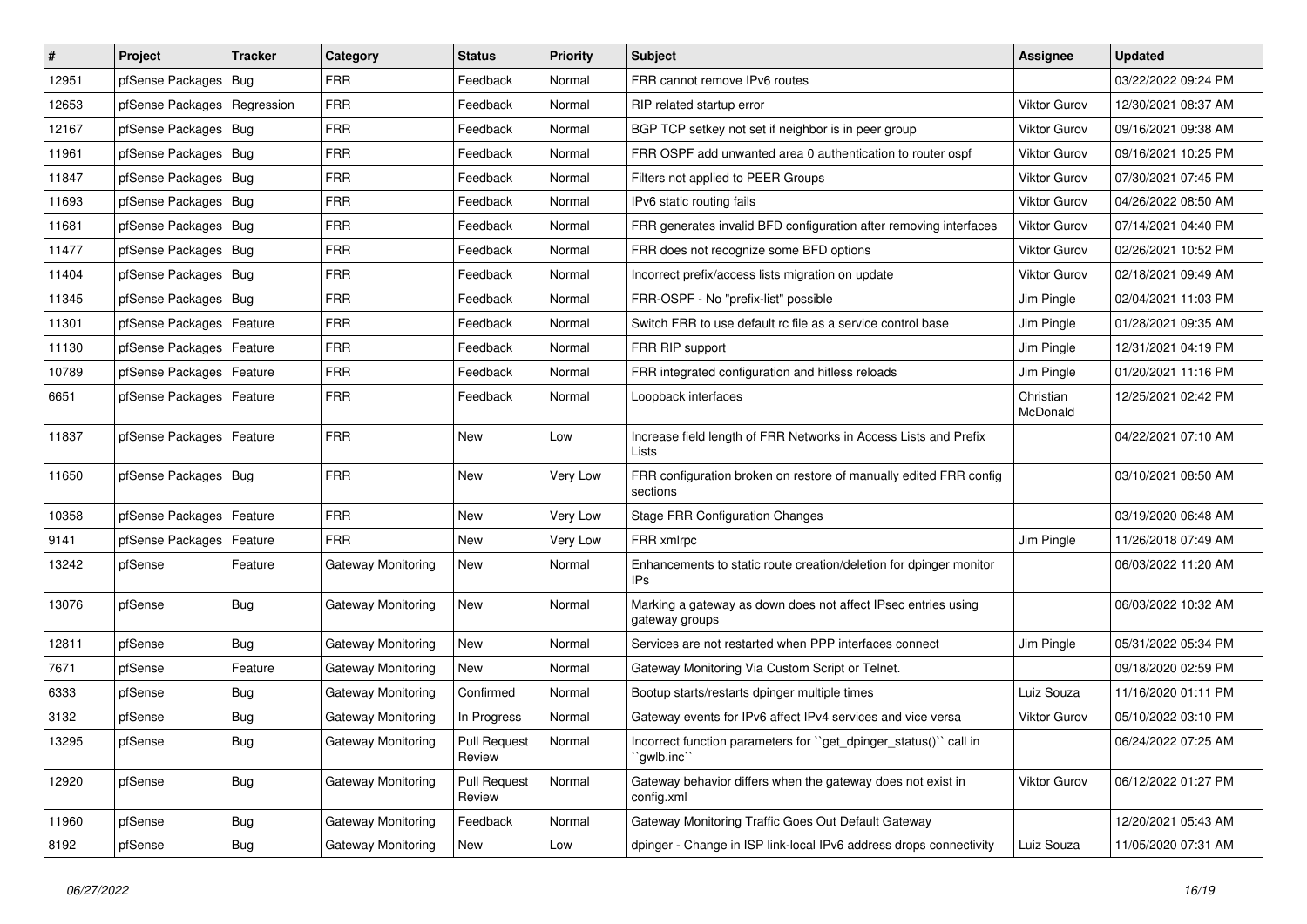| # | Project | Tracker | Category | Status | Priority | Subject | Assignee | Updated |
|---|---|---|---|---|---|---|---|---|
| 12951 | pfSense Packages | Bug | FRR | Feedback | Normal | FRR cannot remove IPv6 routes | | 03/22/2022 09:24 PM |
| 12653 | pfSense Packages | Regression | FRR | Feedback | Normal | RIP related startup error | Viktor Gurov | 12/30/2021 08:37 AM |
| 12167 | pfSense Packages | Bug | FRR | Feedback | Normal | BGP TCP setkey not set if neighbor is in peer group | Viktor Gurov | 09/16/2021 09:38 AM |
| 11961 | pfSense Packages | Bug | FRR | Feedback | Normal | FRR OSPF add unwanted area 0 authentication to router ospf | Viktor Gurov | 09/16/2021 10:25 PM |
| 11847 | pfSense Packages | Bug | FRR | Feedback | Normal | Filters not applied to PEER Groups | Viktor Gurov | 07/30/2021 07:45 PM |
| 11693 | pfSense Packages | Bug | FRR | Feedback | Normal | IPv6 static routing fails | Viktor Gurov | 04/26/2022 08:50 AM |
| 11681 | pfSense Packages | Bug | FRR | Feedback | Normal | FRR generates invalid BFD configuration after removing interfaces | Viktor Gurov | 07/14/2021 04:40 PM |
| 11477 | pfSense Packages | Bug | FRR | Feedback | Normal | FRR does not recognize some BFD options | Viktor Gurov | 02/26/2021 10:52 PM |
| 11404 | pfSense Packages | Bug | FRR | Feedback | Normal | Incorrect prefix/access lists migration on update | Viktor Gurov | 02/18/2021 09:49 AM |
| 11345 | pfSense Packages | Bug | FRR | Feedback | Normal | FRR-OSPF - No "prefix-list" possible | Jim Pingle | 02/04/2021 11:03 PM |
| 11301 | pfSense Packages | Feature | FRR | Feedback | Normal | Switch FRR to use default rc file as a service control base | Jim Pingle | 01/28/2021 09:35 AM |
| 11130 | pfSense Packages | Feature | FRR | Feedback | Normal | FRR RIP support | Jim Pingle | 12/31/2021 04:19 PM |
| 10789 | pfSense Packages | Feature | FRR | Feedback | Normal | FRR integrated configuration and hitless reloads | Jim Pingle | 01/20/2021 11:16 PM |
| 6651 | pfSense Packages | Feature | FRR | Feedback | Normal | Loopback interfaces | Christian McDonald | 12/25/2021 02:42 PM |
| 11837 | pfSense Packages | Feature | FRR | New | Low | Increase field length of FRR Networks in Access Lists and Prefix Lists | | 04/22/2021 07:10 AM |
| 11650 | pfSense Packages | Bug | FRR | New | Very Low | FRR configuration broken on restore of manually edited FRR config sections | | 03/10/2021 08:50 AM |
| 10358 | pfSense Packages | Feature | FRR | New | Very Low | Stage FRR Configuration Changes | | 03/19/2020 06:48 AM |
| 9141 | pfSense Packages | Feature | FRR | New | Very Low | FRR xmlrpc | Jim Pingle | 11/26/2018 07:49 AM |
| 13242 | pfSense | Feature | Gateway Monitoring | New | Normal | Enhancements to static route creation/deletion for dpinger monitor IPs | | 06/03/2022 11:20 AM |
| 13076 | pfSense | Bug | Gateway Monitoring | New | Normal | Marking a gateway as down does not affect IPsec entries using gateway groups | | 06/03/2022 10:32 AM |
| 12811 | pfSense | Bug | Gateway Monitoring | New | Normal | Services are not restarted when PPP interfaces connect | Jim Pingle | 05/31/2022 05:34 PM |
| 7671 | pfSense | Feature | Gateway Monitoring | New | Normal | Gateway Monitoring Via Custom Script or Telnet. | | 09/18/2020 02:59 PM |
| 6333 | pfSense | Bug | Gateway Monitoring | Confirmed | Normal | Bootup starts/restarts dpinger multiple times | Luiz Souza | 11/16/2020 01:11 PM |
| 3132 | pfSense | Bug | Gateway Monitoring | In Progress | Normal | Gateway events for IPv6 affect IPv4 services and vice versa | Viktor Gurov | 05/10/2022 03:10 PM |
| 13295 | pfSense | Bug | Gateway Monitoring | Pull Request Review | Normal | Incorrect function parameters for ``get_dpinger_status()`` call in ``gwlb.inc`` | | 06/24/2022 07:25 AM |
| 12920 | pfSense | Bug | Gateway Monitoring | Pull Request Review | Normal | Gateway behavior differs when the gateway does not exist in config.xml | Viktor Gurov | 06/12/2022 01:27 PM |
| 11960 | pfSense | Bug | Gateway Monitoring | Feedback | Normal | Gateway Monitoring Traffic Goes Out Default Gateway | | 12/20/2021 05:43 AM |
| 8192 | pfSense | Bug | Gateway Monitoring | New | Low | dpinger - Change in ISP link-local IPv6 address drops connectivity | Luiz Souza | 11/05/2020 07:31 AM |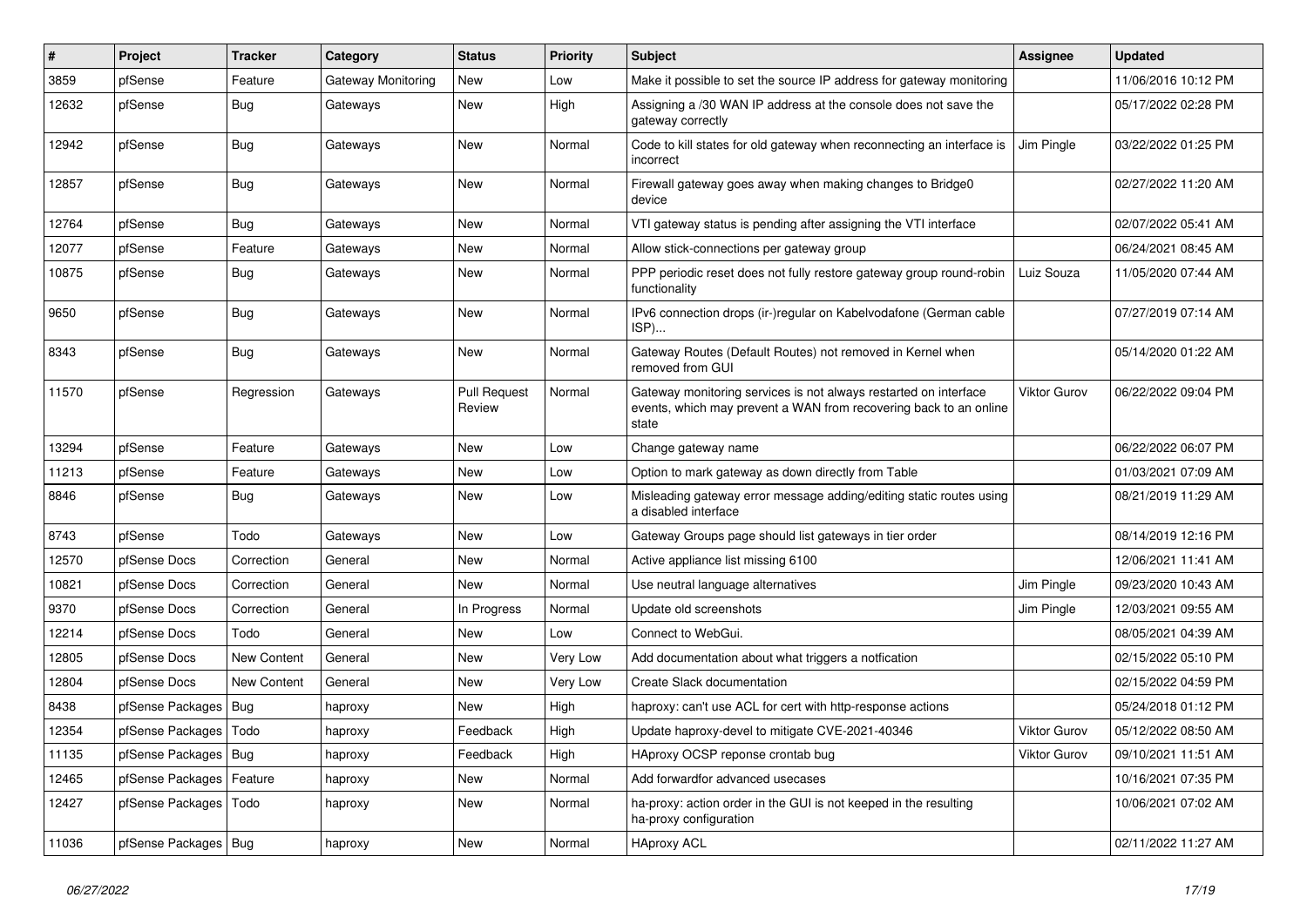| # | Project | Tracker | Category | Status | Priority | Subject | Assignee | Updated |
|---|---|---|---|---|---|---|---|---|
| 3859 | pfSense | Feature | Gateway Monitoring | New | Low | Make it possible to set the source IP address for gateway monitoring | | 11/06/2016 10:12 PM |
| 12632 | pfSense | Bug | Gateways | New | High | Assigning a /30 WAN IP address at the console does not save the gateway correctly | | 05/17/2022 02:28 PM |
| 12942 | pfSense | Bug | Gateways | New | Normal | Code to kill states for old gateway when reconnecting an interface is incorrect | Jim Pingle | 03/22/2022 01:25 PM |
| 12857 | pfSense | Bug | Gateways | New | Normal | Firewall gateway goes away when making changes to Bridge0 device | | 02/27/2022 11:20 AM |
| 12764 | pfSense | Bug | Gateways | New | Normal | VTI gateway status is pending after assigning the VTI interface | | 02/07/2022 05:41 AM |
| 12077 | pfSense | Feature | Gateways | New | Normal | Allow stick-connections per gateway group | | 06/24/2021 08:45 AM |
| 10875 | pfSense | Bug | Gateways | New | Normal | PPP periodic reset does not fully restore gateway group round-robin functionality | Luiz Souza | 11/05/2020 07:44 AM |
| 9650 | pfSense | Bug | Gateways | New | Normal | IPv6 connection drops (ir-)regular on Kabelvodafone (German cable ISP)... | | 07/27/2019 07:14 AM |
| 8343 | pfSense | Bug | Gateways | New | Normal | Gateway Routes (Default Routes) not removed in Kernel when removed from GUI | | 05/14/2020 01:22 AM |
| 11570 | pfSense | Regression | Gateways | Pull Request Review | Normal | Gateway monitoring services is not always restarted on interface events, which may prevent a WAN from recovering back to an online state | Viktor Gurov | 06/22/2022 09:04 PM |
| 13294 | pfSense | Feature | Gateways | New | Low | Change gateway name | | 06/22/2022 06:07 PM |
| 11213 | pfSense | Feature | Gateways | New | Low | Option to mark gateway as down directly from Table | | 01/03/2021 07:09 AM |
| 8846 | pfSense | Bug | Gateways | New | Low | Misleading gateway error message adding/editing static routes using a disabled interface | | 08/21/2019 11:29 AM |
| 8743 | pfSense | Todo | Gateways | New | Low | Gateway Groups page should list gateways in tier order | | 08/14/2019 12:16 PM |
| 12570 | pfSense Docs | Correction | General | New | Normal | Active appliance list missing 6100 | | 12/06/2021 11:41 AM |
| 10821 | pfSense Docs | Correction | General | New | Normal | Use neutral language alternatives | Jim Pingle | 09/23/2020 10:43 AM |
| 9370 | pfSense Docs | Correction | General | In Progress | Normal | Update old screenshots | Jim Pingle | 12/03/2021 09:55 AM |
| 12214 | pfSense Docs | Todo | General | New | Low | Connect to WebGui. | | 08/05/2021 04:39 AM |
| 12805 | pfSense Docs | New Content | General | New | Very Low | Add documentation about what triggers a notfication | | 02/15/2022 05:10 PM |
| 12804 | pfSense Docs | New Content | General | New | Very Low | Create Slack documentation | | 02/15/2022 04:59 PM |
| 8438 | pfSense Packages | Bug | haproxy | New | High | haproxy: can't use ACL for cert with http-response actions | | 05/24/2018 01:12 PM |
| 12354 | pfSense Packages | Todo | haproxy | Feedback | High | Update haproxy-devel to mitigate CVE-2021-40346 | Viktor Gurov | 05/12/2022 08:50 AM |
| 11135 | pfSense Packages | Bug | haproxy | Feedback | High | HAproxy OCSP reponse crontab bug | Viktor Gurov | 09/10/2021 11:51 AM |
| 12465 | pfSense Packages | Feature | haproxy | New | Normal | Add forwardfor advanced usecases | | 10/16/2021 07:35 PM |
| 12427 | pfSense Packages | Todo | haproxy | New | Normal | ha-proxy: action order in the GUI is not keeped in the resulting ha-proxy configuration | | 10/06/2021 07:02 AM |
| 11036 | pfSense Packages | Bug | haproxy | New | Normal | HAproxy ACL | | 02/11/2022 11:27 AM |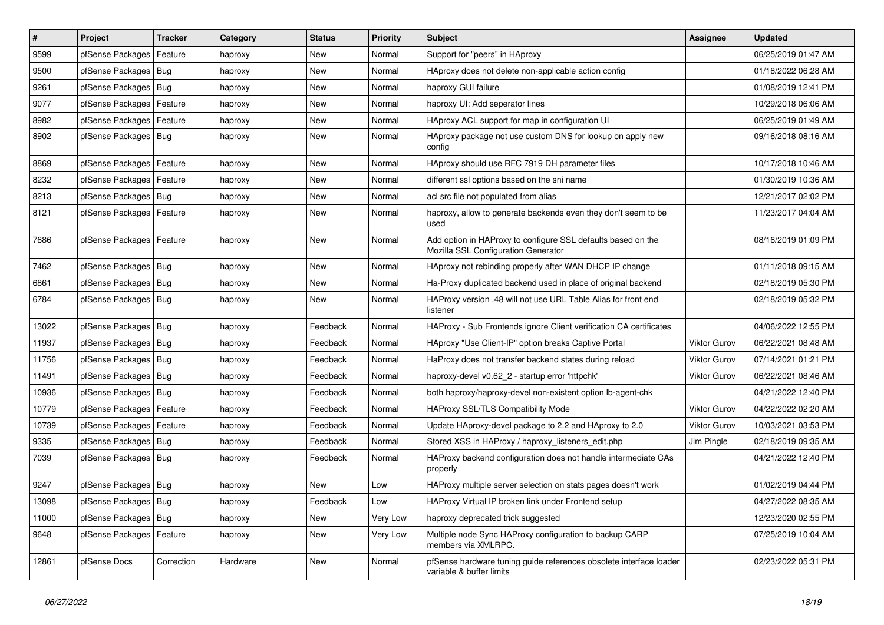| # | Project | Tracker | Category | Status | Priority | Subject | Assignee | Updated |
|---|---|---|---|---|---|---|---|---|
| 9599 | pfSense Packages | Feature | haproxy | New | Normal | Support for "peers" in HAproxy | | 06/25/2019 01:47 AM |
| 9500 | pfSense Packages | Bug | haproxy | New | Normal | HAproxy does not delete non-applicable action config | | 01/18/2022 06:28 AM |
| 9261 | pfSense Packages | Bug | haproxy | New | Normal | haproxy GUI failure | | 01/08/2019 12:41 PM |
| 9077 | pfSense Packages | Feature | haproxy | New | Normal | haproxy UI: Add seperator lines | | 10/29/2018 06:06 AM |
| 8982 | pfSense Packages | Feature | haproxy | New | Normal | HAproxy ACL support for map in configuration UI | | 06/25/2019 01:49 AM |
| 8902 | pfSense Packages | Bug | haproxy | New | Normal | HAproxy package not use custom DNS for lookup on apply new config | | 09/16/2018 08:16 AM |
| 8869 | pfSense Packages | Feature | haproxy | New | Normal | HAproxy should use RFC 7919 DH parameter files | | 10/17/2018 10:46 AM |
| 8232 | pfSense Packages | Feature | haproxy | New | Normal | different ssl options based on the sni name | | 01/30/2019 10:36 AM |
| 8213 | pfSense Packages | Bug | haproxy | New | Normal | acl src file not populated from alias | | 12/21/2017 02:02 PM |
| 8121 | pfSense Packages | Feature | haproxy | New | Normal | haproxy, allow to generate backends even they don't seem to be used | | 11/23/2017 04:04 AM |
| 7686 | pfSense Packages | Feature | haproxy | New | Normal | Add option in HAProxy to configure SSL defaults based on the Mozilla SSL Configuration Generator | | 08/16/2019 01:09 PM |
| 7462 | pfSense Packages | Bug | haproxy | New | Normal | HAproxy not rebinding properly after WAN DHCP IP change | | 01/11/2018 09:15 AM |
| 6861 | pfSense Packages | Bug | haproxy | New | Normal | Ha-Proxy duplicated backend used in place of original backend | | 02/18/2019 05:30 PM |
| 6784 | pfSense Packages | Bug | haproxy | New | Normal | HAProxy version .48 will not use URL Table Alias for front end listener | | 02/18/2019 05:32 PM |
| 13022 | pfSense Packages | Bug | haproxy | Feedback | Normal | HAProxy - Sub Frontends ignore Client verification CA certificates | | 04/06/2022 12:55 PM |
| 11937 | pfSense Packages | Bug | haproxy | Feedback | Normal | HAproxy "Use Client-IP" option breaks Captive Portal | Viktor Gurov | 06/22/2021 08:48 AM |
| 11756 | pfSense Packages | Bug | haproxy | Feedback | Normal | HaProxy does not transfer backend states during reload | Viktor Gurov | 07/14/2021 01:21 PM |
| 11491 | pfSense Packages | Bug | haproxy | Feedback | Normal | haproxy-devel v0.62_2 - startup error 'httpchk' | Viktor Gurov | 06/22/2021 08:46 AM |
| 10936 | pfSense Packages | Bug | haproxy | Feedback | Normal | both haproxy/haproxy-devel non-existent option lb-agent-chk | | 04/21/2022 12:40 PM |
| 10779 | pfSense Packages | Feature | haproxy | Feedback | Normal | HAProxy SSL/TLS Compatibility Mode | Viktor Gurov | 04/22/2022 02:20 AM |
| 10739 | pfSense Packages | Feature | haproxy | Feedback | Normal | Update HAproxy-devel package to 2.2 and HAproxy to 2.0 | Viktor Gurov | 10/03/2021 03:53 PM |
| 9335 | pfSense Packages | Bug | haproxy | Feedback | Normal | Stored XSS in HAProxy / haproxy_listeners_edit.php | Jim Pingle | 02/18/2019 09:35 AM |
| 7039 | pfSense Packages | Bug | haproxy | Feedback | Normal | HAProxy backend configuration does not handle intermediate CAs properly | | 04/21/2022 12:40 PM |
| 9247 | pfSense Packages | Bug | haproxy | New | Low | HAProxy multiple server selection on stats pages doesn't work | | 01/02/2019 04:44 PM |
| 13098 | pfSense Packages | Bug | haproxy | Feedback | Low | HAProxy Virtual IP broken link under Frontend setup | | 04/27/2022 08:35 AM |
| 11000 | pfSense Packages | Bug | haproxy | New | Very Low | haproxy deprecated trick suggested | | 12/23/2020 02:55 PM |
| 9648 | pfSense Packages | Feature | haproxy | New | Very Low | Multiple node Sync HAProxy configuration to backup CARP members via XMLRPC. | | 07/25/2019 10:04 AM |
| 12861 | pfSense Docs | Correction | Hardware | New | Normal | pfSense hardware tuning guide references obsolete interface loader variable & buffer limits | | 02/23/2022 05:31 PM |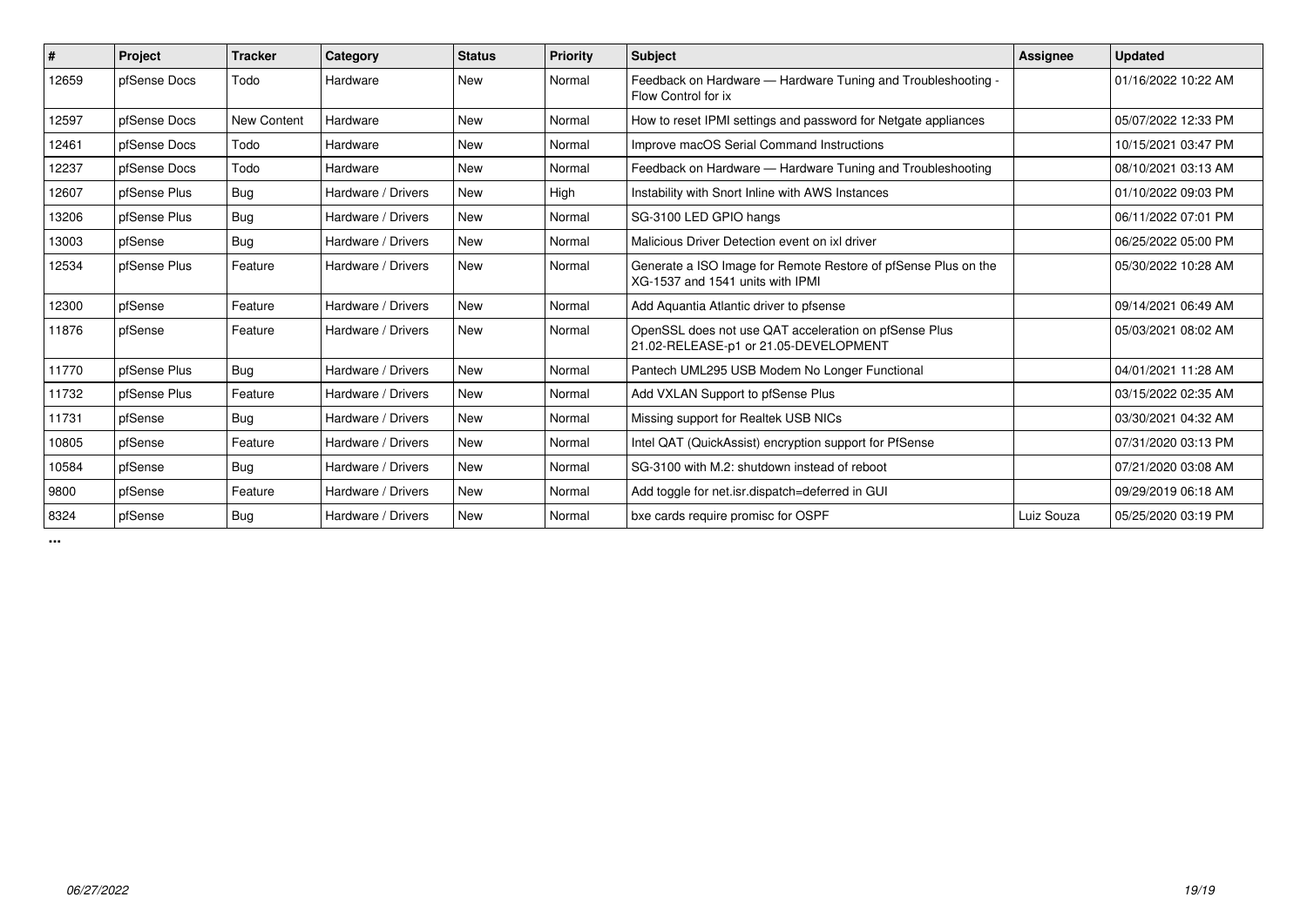| # | Project | Tracker | Category | Status | Priority | Subject | Assignee | Updated |
|---|---|---|---|---|---|---|---|---|
| 12659 | pfSense Docs | Todo | Hardware | New | Normal | Feedback on Hardware — Hardware Tuning and Troubleshooting - Flow Control for ix | | 01/16/2022 10:22 AM |
| 12597 | pfSense Docs | New Content | Hardware | New | Normal | How to reset IPMI settings and password for Netgate appliances | | 05/07/2022 12:33 PM |
| 12461 | pfSense Docs | Todo | Hardware | New | Normal | Improve macOS Serial Command Instructions | | 10/15/2021 03:47 PM |
| 12237 | pfSense Docs | Todo | Hardware | New | Normal | Feedback on Hardware — Hardware Tuning and Troubleshooting | | 08/10/2021 03:13 AM |
| 12607 | pfSense Plus | Bug | Hardware / Drivers | New | High | Instability with Snort Inline with AWS Instances | | 01/10/2022 09:03 PM |
| 13206 | pfSense Plus | Bug | Hardware / Drivers | New | Normal | SG-3100 LED GPIO hangs | | 06/11/2022 07:01 PM |
| 13003 | pfSense | Bug | Hardware / Drivers | New | Normal | Malicious Driver Detection event on ixl driver | | 06/25/2022 05:00 PM |
| 12534 | pfSense Plus | Feature | Hardware / Drivers | New | Normal | Generate a ISO Image for Remote Restore of pfSense Plus on the XG-1537 and 1541 units with IPMI | | 05/30/2022 10:28 AM |
| 12300 | pfSense | Feature | Hardware / Drivers | New | Normal | Add Aquantia Atlantic driver to pfsense | | 09/14/2021 06:49 AM |
| 11876 | pfSense | Feature | Hardware / Drivers | New | Normal | OpenSSL does not use QAT acceleration on pfSense Plus 21.02-RELEASE-p1 or 21.05-DEVELOPMENT | | 05/03/2021 08:02 AM |
| 11770 | pfSense Plus | Bug | Hardware / Drivers | New | Normal | Pantech UML295 USB Modem No Longer Functional | | 04/01/2021 11:28 AM |
| 11732 | pfSense Plus | Feature | Hardware / Drivers | New | Normal | Add VXLAN Support to pfSense Plus | | 03/15/2022 02:35 AM |
| 11731 | pfSense | Bug | Hardware / Drivers | New | Normal | Missing support for Realtek USB NICs | | 03/30/2021 04:32 AM |
| 10805 | pfSense | Feature | Hardware / Drivers | New | Normal | Intel QAT (QuickAssist) encryption support for PfSense | | 07/31/2020 03:13 PM |
| 10584 | pfSense | Bug | Hardware / Drivers | New | Normal | SG-3100 with M.2: shutdown instead of reboot | | 07/21/2020 03:08 AM |
| 9800 | pfSense | Feature | Hardware / Drivers | New | Normal | Add toggle for net.isr.dispatch=deferred in GUI | | 09/29/2019 06:18 AM |
| 8324 | pfSense | Bug | Hardware / Drivers | New | Normal | bxe cards require promisc for OSPF | Luiz Souza | 05/25/2020 03:19 PM |

...